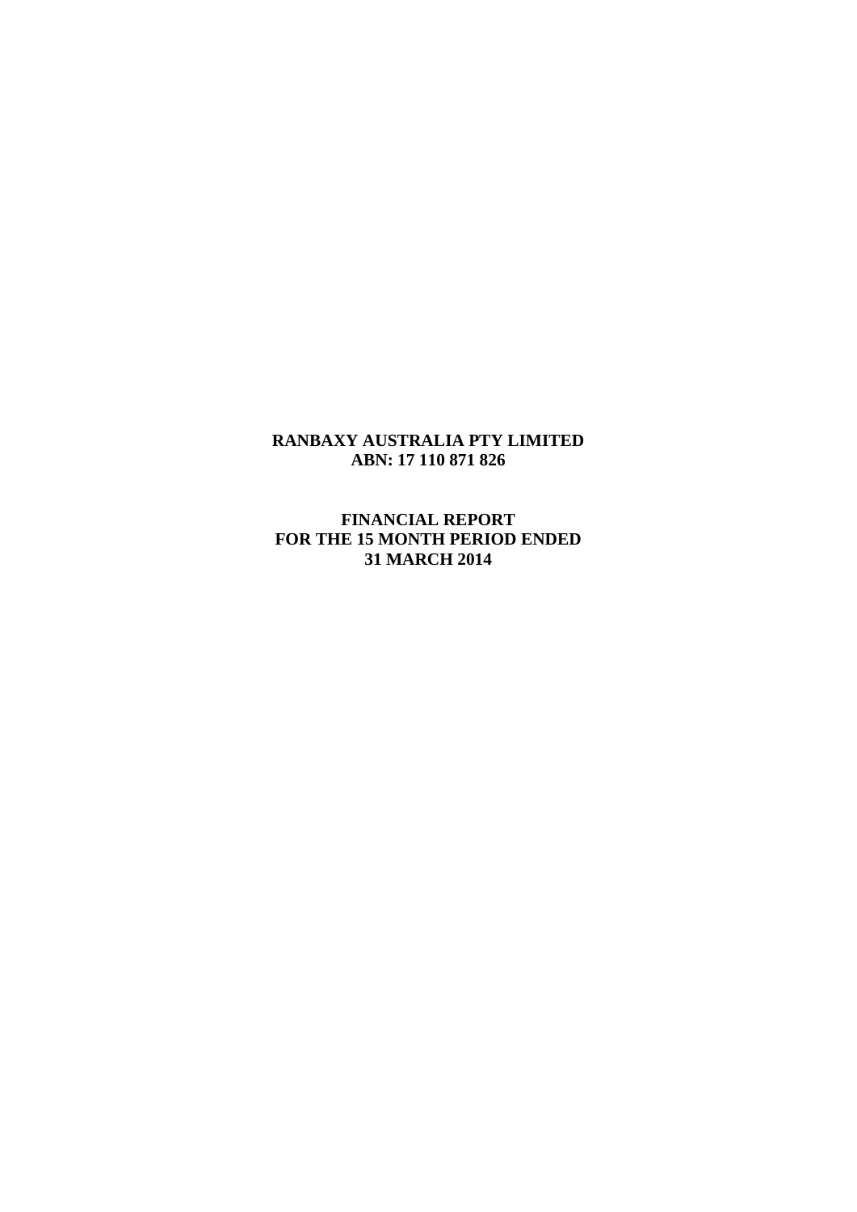# RANBAXY AUSTRALIA PTY LIMITED
## ABN: 17 110 871 826

## FINANCIAL REPORT
## FOR THE 15 MONTH PERIOD ENDED
## 31 MARCH 2014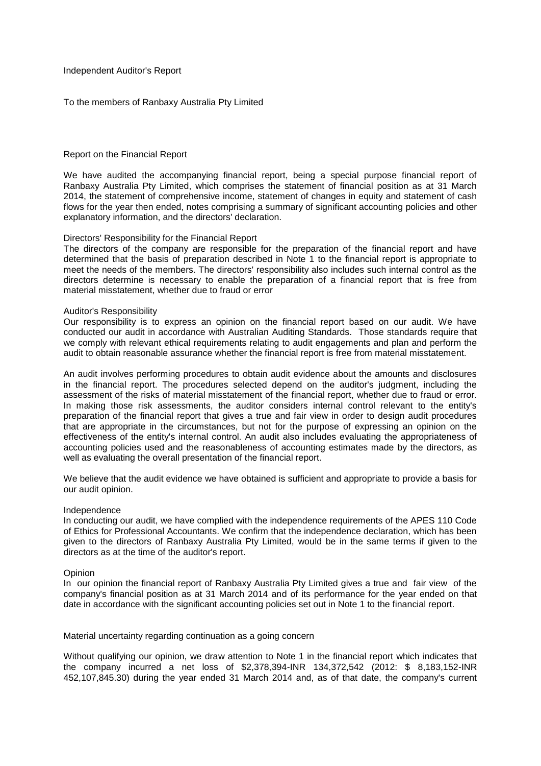Independent Auditor's Report

To the members of Ranbaxy Australia Pty Limited

## Report on the Financial Report

We have audited the accompanying financial report, being a special purpose financial report of Ranbaxy Australia Pty Limited, which comprises the statement of financial position as at 31 March 2014, the statement of comprehensive income, statement of changes in equity and statement of cash flows for the year then ended, notes comprising a summary of significant accounting policies and other explanatory information, and the directors' declaration.

### Directors' Responsibility for the Financial Report

The directors of the company are responsible for the preparation of the financial report and have determined that the basis of preparation described in Note 1 to the financial report is appropriate to meet the needs of the members. The directors' responsibility also includes such internal control as the directors determine is necessary to enable the preparation of a financial report that is free from material misstatement, whether due to fraud or error

### Auditor's Responsibility

Our responsibility is to express an opinion on the financial report based on our audit. We have conducted our audit in accordance with Australian Auditing Standards. Those standards require that we comply with relevant ethical requirements relating to audit engagements and plan and perform the audit to obtain reasonable assurance whether the financial report is free from material misstatement.

An audit involves performing procedures to obtain audit evidence about the amounts and disclosures in the financial report. The procedures selected depend on the auditor's judgment, including the assessment of the risks of material misstatement of the financial report, whether due to fraud or error. In making those risk assessments, the auditor considers internal control relevant to the entity's preparation of the financial report that gives a true and fair view in order to design audit procedures that are appropriate in the circumstances, but not for the purpose of expressing an opinion on the effectiveness of the entity's internal control. An audit also includes evaluating the appropriateness of accounting policies used and the reasonableness of accounting estimates made by the directors, as well as evaluating the overall presentation of the financial report.

We believe that the audit evidence we have obtained is sufficient and appropriate to provide a basis for our audit opinion.

### Independence

In conducting our audit, we have complied with the independence requirements of the APES 110 Code of Ethics for Professional Accountants. We confirm that the independence declaration, which has been given to the directors of Ranbaxy Australia Pty Limited, would be in the same terms if given to the directors as at the time of the auditor's report.

### Opinion

In our opinion the financial report of Ranbaxy Australia Pty Limited gives a true and fair view of the company's financial position as at 31 March 2014 and of its performance for the year ended on that date in accordance with the significant accounting policies set out in Note 1 to the financial report.

### Material uncertainty regarding continuation as a going concern

Without qualifying our opinion, we draw attention to Note 1 in the financial report which indicates that the company incurred a net loss of $2,378,394-INR 134,372,542 (2012: $ 8,183,152-INR 452,107,845.30) during the year ended 31 March 2014 and, as of that date, the company's current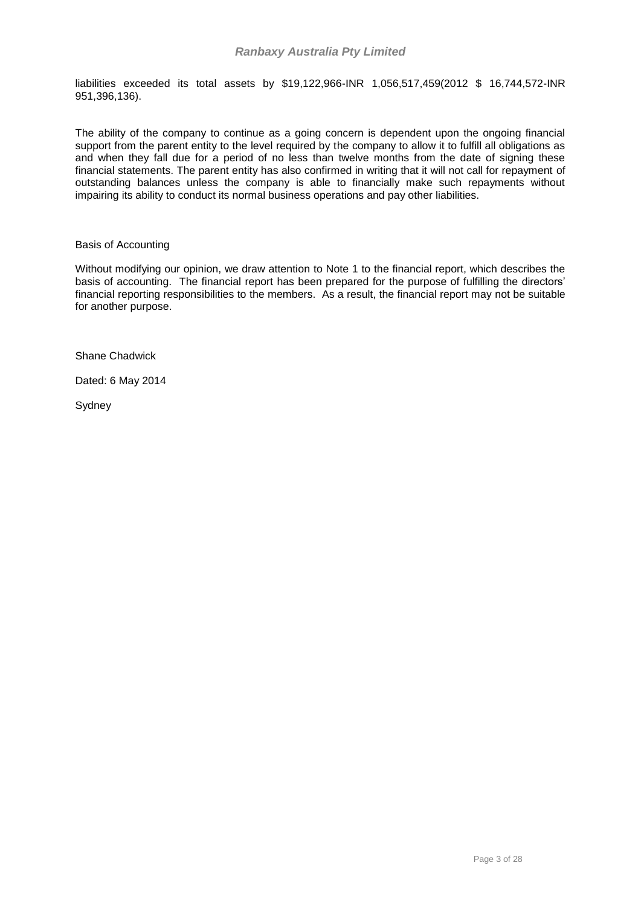liabilities exceeded its total assets by $19,122,966-INR 1,056,517,459(2012 $ 16,744,572-INR 951,396,136).

The ability of the company to continue as a going concern is dependent upon the ongoing financial support from the parent entity to the level required by the company to allow it to fulfill all obligations as and when they fall due for a period of no less than twelve months from the date of signing these financial statements. The parent entity has also confirmed in writing that it will not call for repayment of outstanding balances unless the company is able to financially make such repayments without impairing its ability to conduct its normal business operations and pay other liabilities.

Basis of Accounting

Without modifying our opinion, we draw attention to Note 1 to the financial report, which describes the basis of accounting. The financial report has been prepared for the purpose of fulfilling the directors' financial reporting responsibilities to the members. As a result, the financial report may not be suitable for another purpose.

Shane Chadwick

Dated: 6 May 2014

Sydney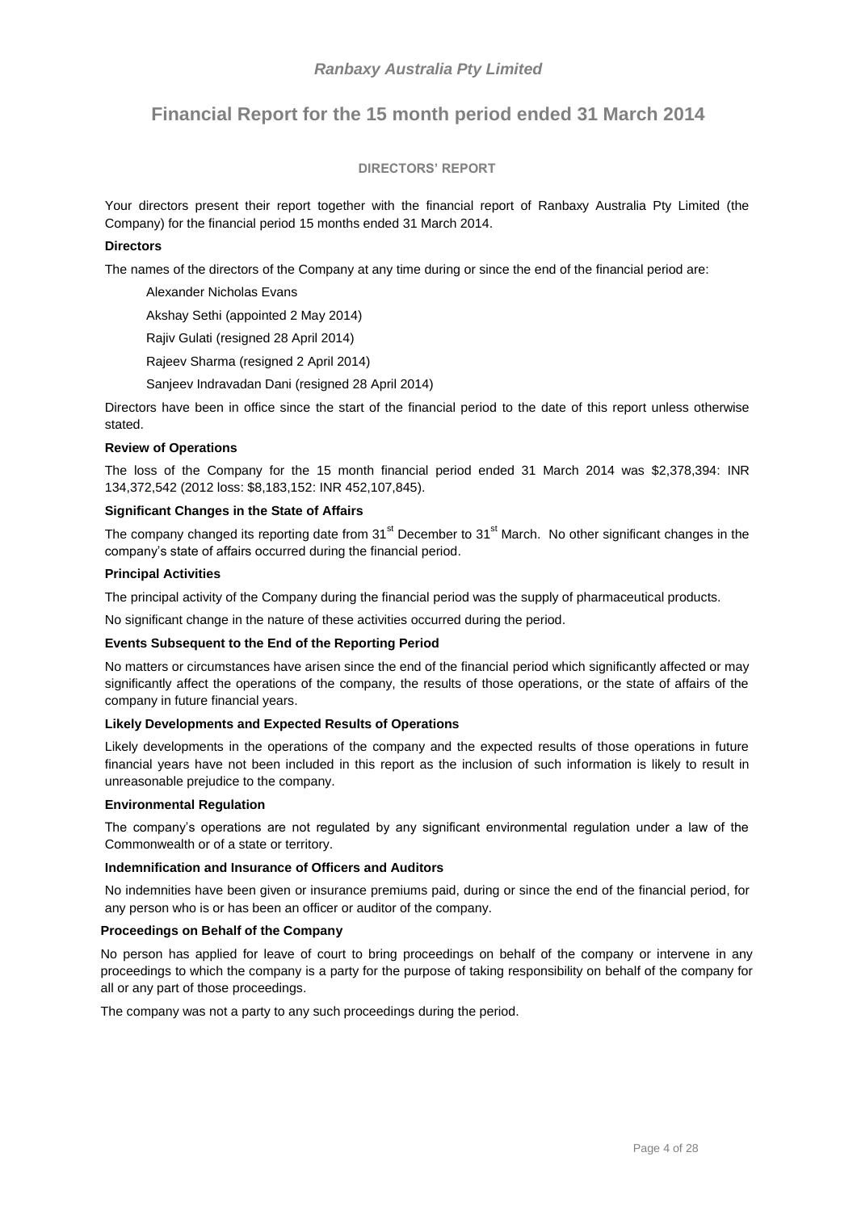*Ranbaxy Australia Pty Limited*

# Financial Report for the 15 month period ended 31 March 2014

## DIRECTORS' REPORT

Your directors present their report together with the financial report of Ranbaxy Australia Pty Limited (the Company) for the financial period 15 months ended 31 March 2014.

**Directors**

The names of the directors of the Company at any time during or since the end of the financial period are:

Alexander Nicholas Evans

Akshay Sethi (appointed 2 May 2014)

Rajiv Gulati (resigned 28 April 2014)

Rajeev Sharma (resigned 2 April 2014)

Sanjeev Indravadan Dani (resigned 28 April 2014)

Directors have been in office since the start of the financial period to the date of this report unless otherwise stated.

**Review of Operations**

The loss of the Company for the 15 month financial period ended 31 March 2014 was $2,378,394: INR 134,372,542 (2012 loss: $8,183,152: INR 452,107,845).

**Significant Changes in the State of Affairs**

The company changed its reporting date from 31st December to 31st March. No other significant changes in the company's state of affairs occurred during the financial period.

**Principal Activities**

The principal activity of the Company during the financial period was the supply of pharmaceutical products.

No significant change in the nature of these activities occurred during the period.

**Events Subsequent to the End of the Reporting Period**

No matters or circumstances have arisen since the end of the financial period which significantly affected or may significantly affect the operations of the company, the results of those operations, or the state of affairs of the company in future financial years.

**Likely Developments and Expected Results of Operations**

Likely developments in the operations of the company and the expected results of those operations in future financial years have not been included in this report as the inclusion of such information is likely to result in unreasonable prejudice to the company.

**Environmental Regulation**

The company's operations are not regulated by any significant environmental regulation under a law of the Commonwealth or of a state or territory.

**Indemnification and Insurance of Officers and Auditors**

No indemnities have been given or insurance premiums paid, during or since the end of the financial period, for any person who is or has been an officer or auditor of the company.

**Proceedings on Behalf of the Company**

No person has applied for leave of court to bring proceedings on behalf of the company or intervene in any proceedings to which the company is a party for the purpose of taking responsibility on behalf of the company for all or any part of those proceedings.

The company was not a party to any such proceedings during the period.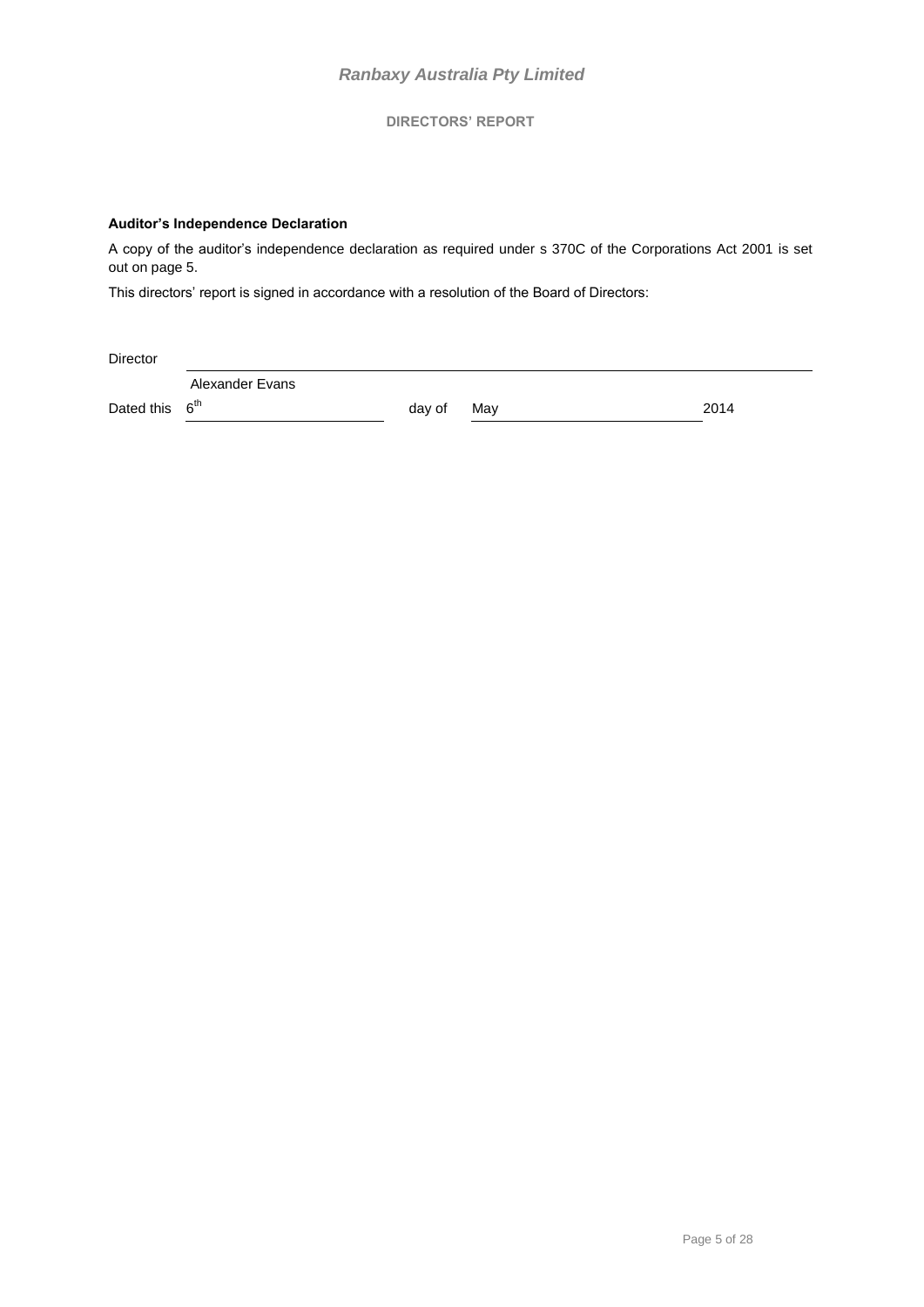# Ranbaxy Australia Pty Limited

## DIRECTORS' REPORT

**Auditor's Independence Declaration**

A copy of the auditor's independence declaration as required under s 370C of the Corporations Act 2001 is set out on page 5.

This directors' report is signed in accordance with a resolution of the Board of Directors:

Director \_\_\_\_\_\_\_\_\_\_\_\_\_\_\_\_\_\_\_\_\_\_\_\_\_\_\_\_\_\_\_\_\_\_\_\_\_\_\_\_

Alexander Evans

Dated this 6th day of May 2014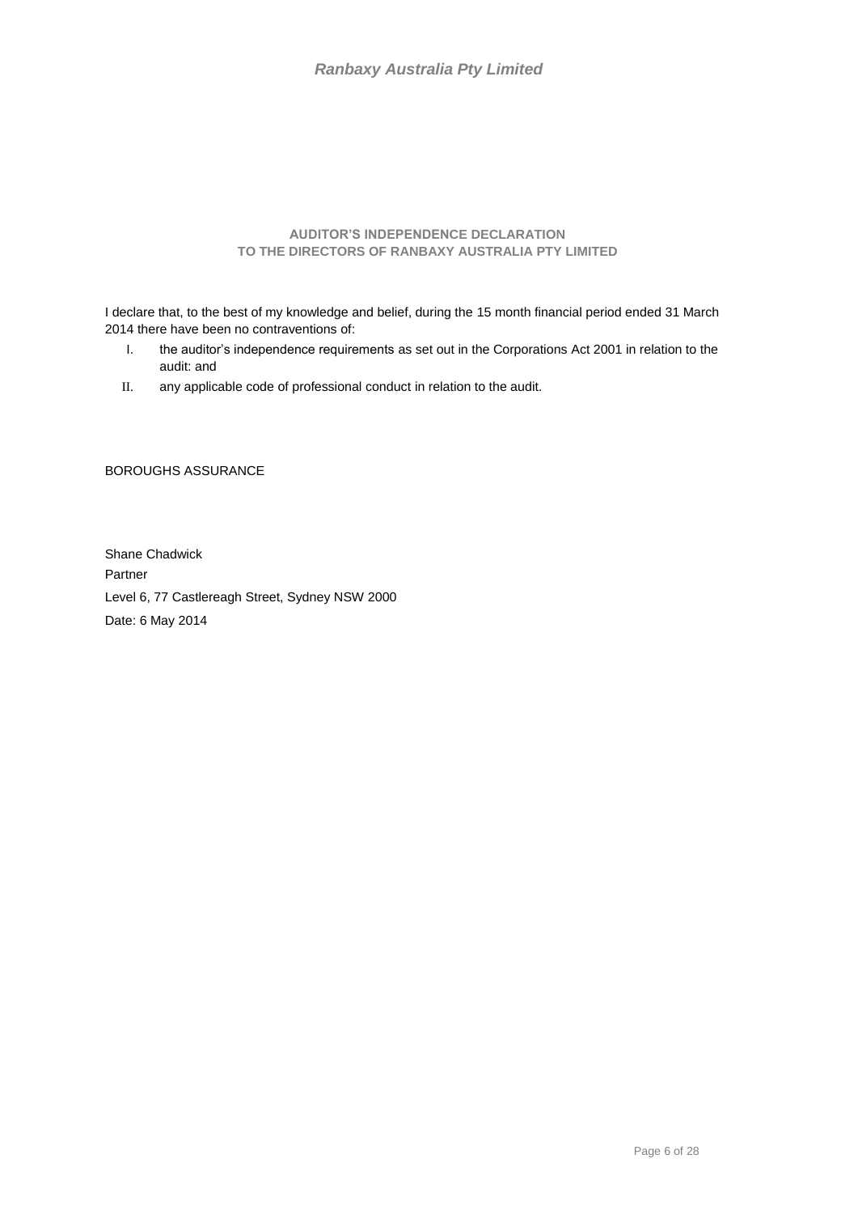## AUDITOR'S INDEPENDENCE DECLARATION TO THE DIRECTORS OF RANBAXY AUSTRALIA PTY LIMITED

I declare that, to the best of my knowledge and belief, during the 15 month financial period ended 31 March 2014 there have been no contraventions of:

I. the auditor's independence requirements as set out in the Corporations Act 2001 in relation to the audit: and

II. any applicable code of professional conduct in relation to the audit.

BOROUGHS ASSURANCE

Shane Chadwick

Partner

Level 6, 77 Castlereagh Street, Sydney NSW 2000

Date: 6 May 2014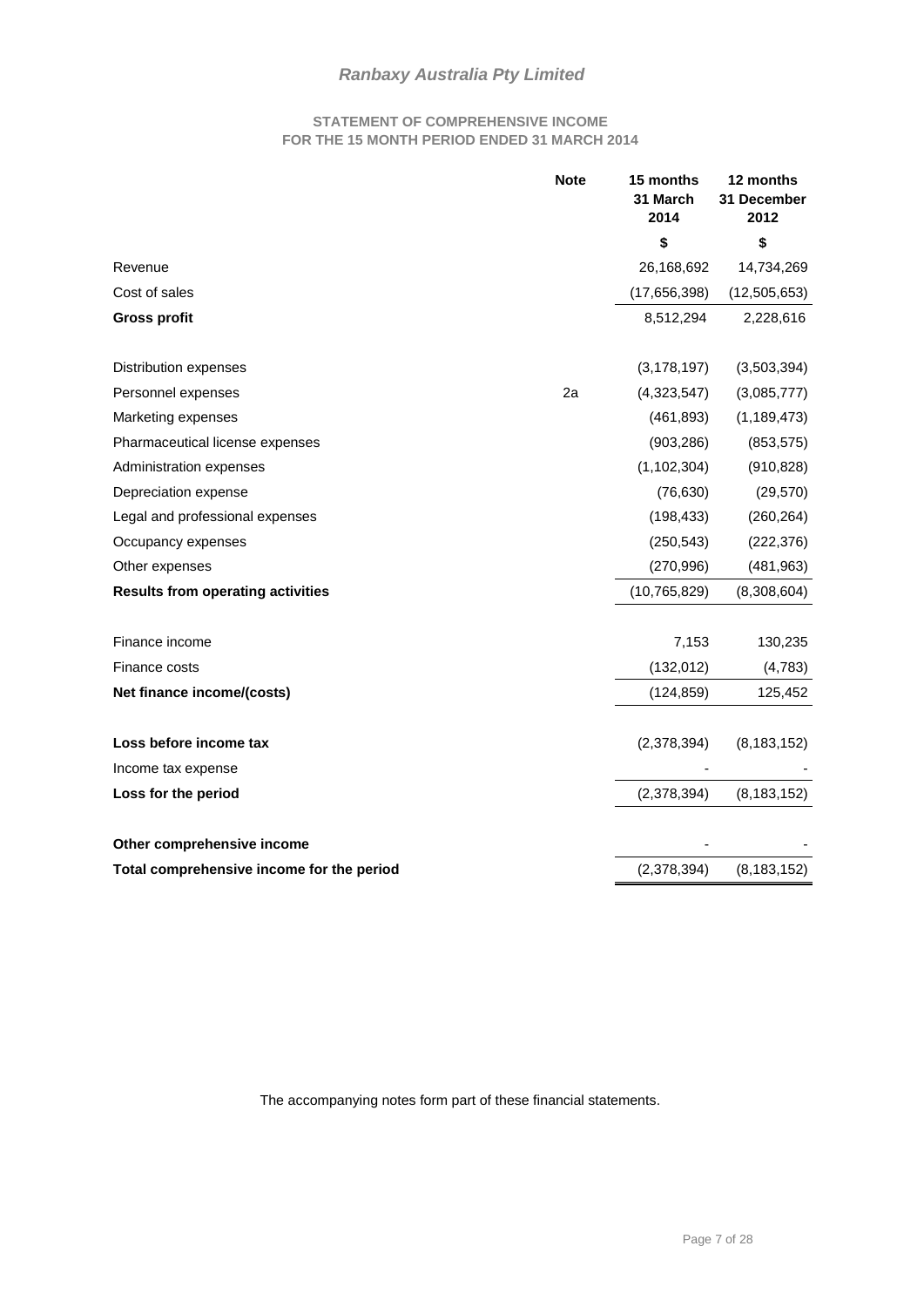# *Ranbaxy Australia Pty Limited*

## STATEMENT OF COMPREHENSIVE INCOME
## FOR THE 15 MONTH PERIOD ENDED 31 MARCH 2014

| | Note | 15 months 31 March 2014 | 12 months 31 December 2012 |
|---|---|---|---|
| | | $ | $ |
| Revenue | | 26,168,692 | 14,734,269 |
| Cost of sales | | (17,656,398) | (12,505,653) |
| **Gross profit** | | 8,512,294 | 2,228,616 |
| | | | |
| Distribution expenses | | (3,178,197) | (3,503,394) |
| Personnel expenses | 2a | (4,323,547) | (3,085,777) |
| Marketing expenses | | (461,893) | (1,189,473) |
| Pharmaceutical license expenses | | (903,286) | (853,575) |
| Administration expenses | | (1,102,304) | (910,828) |
| Depreciation expense | | (76,630) | (29,570) |
| Legal and professional expenses | | (198,433) | (260,264) |
| Occupancy expenses | | (250,543) | (222,376) |
| Other expenses | | (270,996) | (481,963) |
| **Results from operating activities** | | (10,765,829) | (8,308,604) |
| | | | |
| Finance income | | 7,153 | 130,235 |
| Finance costs | | (132,012) | (4,783) |
| **Net finance income/(costs)** | | (124,859) | 125,452 |
| | | | |
| **Loss before income tax** | | (2,378,394) | (8,183,152) |
| Income tax expense | | - | - |
| **Loss for the period** | | (2,378,394) | (8,183,152) |
| | | | |
| **Other comprehensive income** | | - | - |
| **Total comprehensive income for the period** | | (2,378,394) | (8,183,152) |

The accompanying notes form part of these financial statements.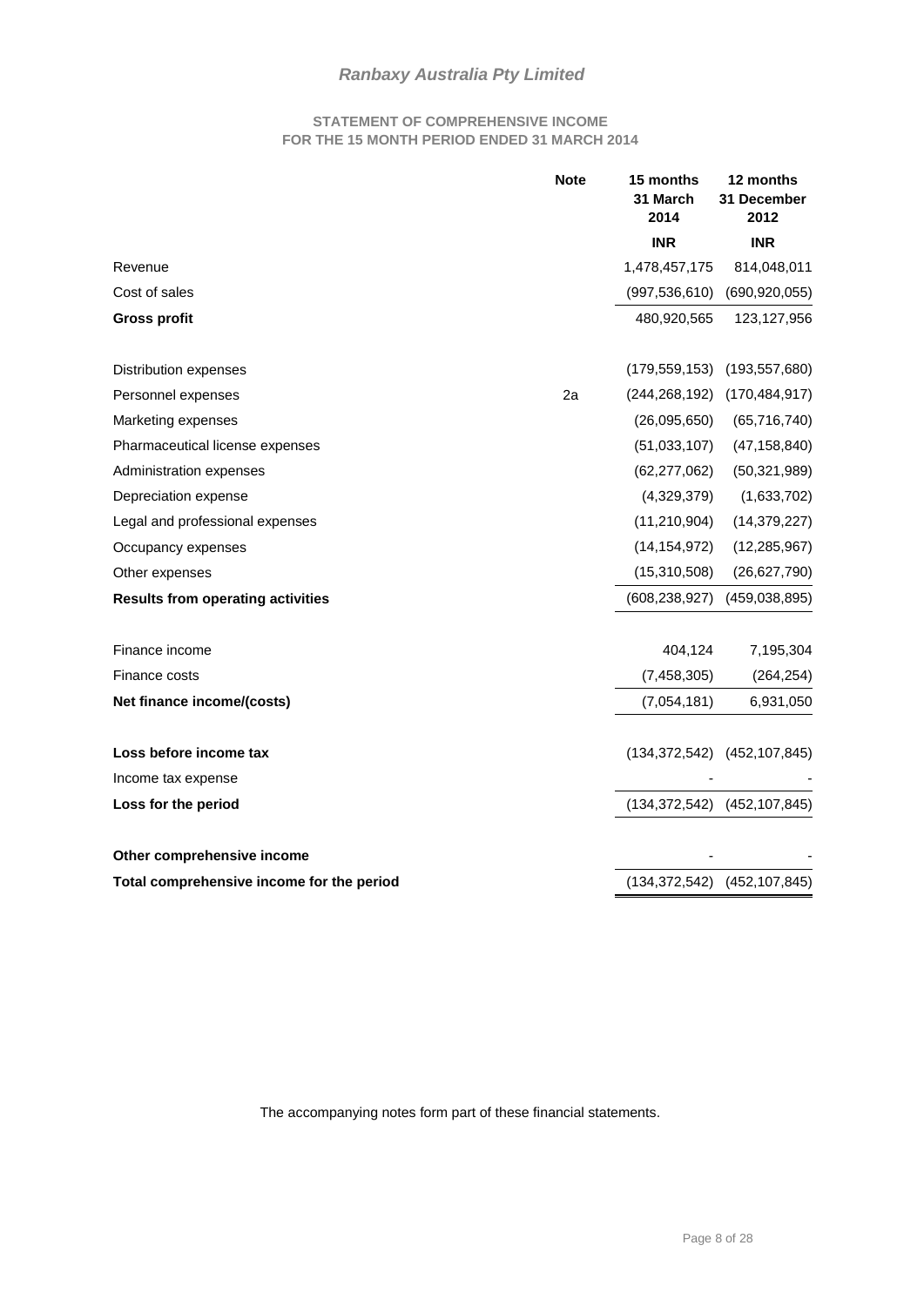# Ranbaxy Australia Pty Limited

## STATEMENT OF COMPREHENSIVE INCOME
## FOR THE 15 MONTH PERIOD ENDED 31 MARCH 2014

| | Note | 15 months 31 March 2014 | 12 months 31 December 2012 |
|---|---|---|---|
| | | INR | INR |
| Revenue | | 1,478,457,175 | 814,048,011 |
| Cost of sales | | (997,536,610) | (690,920,055) |
| **Gross profit** | | 480,920,565 | 123,127,956 |
| | | | |
| Distribution expenses | | (179,559,153) | (193,557,680) |
| Personnel expenses | 2a | (244,268,192) | (170,484,917) |
| Marketing expenses | | (26,095,650) | (65,716,740) |
| Pharmaceutical license expenses | | (51,033,107) | (47,158,840) |
| Administration expenses | | (62,277,062) | (50,321,989) |
| Depreciation expense | | (4,329,379) | (1,633,702) |
| Legal and professional expenses | | (11,210,904) | (14,379,227) |
| Occupancy expenses | | (14,154,972) | (12,285,967) |
| Other expenses | | (15,310,508) | (26,627,790) |
| **Results from operating activities** | | (608,238,927) | (459,038,895) |
| | | | |
| Finance income | | 404,124 | 7,195,304 |
| Finance costs | | (7,458,305) | (264,254) |
| **Net finance income/(costs)** | | (7,054,181) | 6,931,050 |
| | | | |
| **Loss before income tax** | | (134,372,542) | (452,107,845) |
| Income tax expense | | - | - |
| **Loss for the period** | | (134,372,542) | (452,107,845) |
| | | | |
| **Other comprehensive income** | | - | - |
| **Total comprehensive income for the period** | | (134,372,542) | (452,107,845) |

The accompanying notes form part of these financial statements.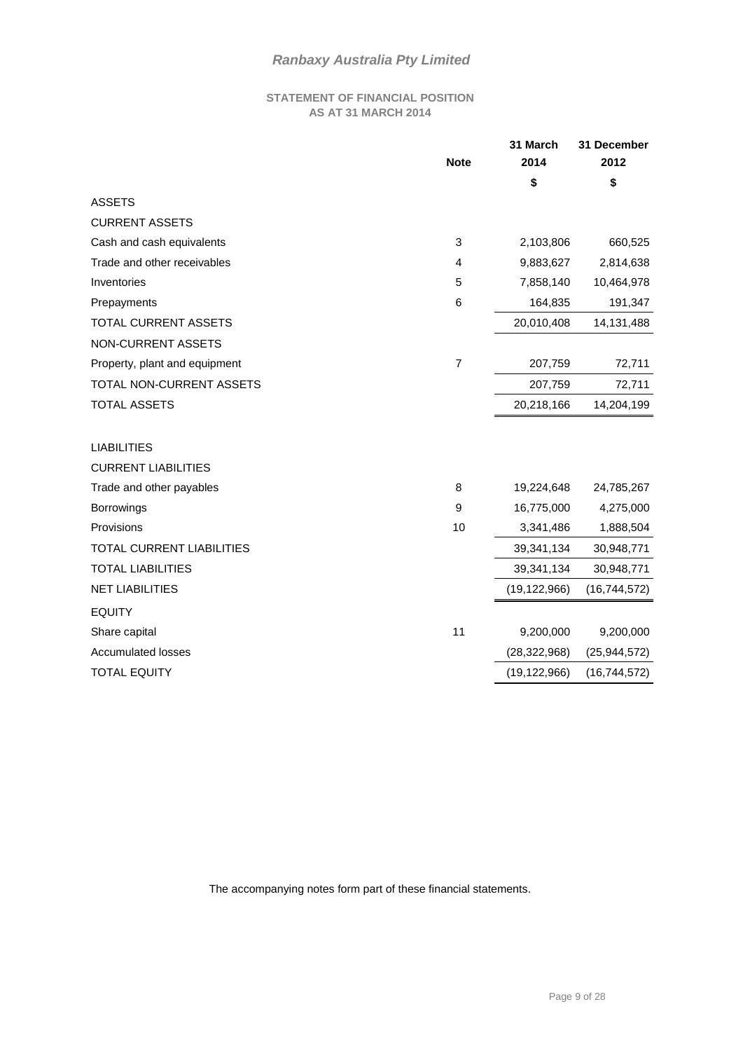# Ranbaxy Australia Pty Limited

## STATEMENT OF FINANCIAL POSITION
## AS AT 31 MARCH 2014

| | Note | 31 March 2014 | 31 December 2012 |
|---|---|---|---|
| | | $ | $ |
| ASSETS | | | |
| CURRENT ASSETS | | | |
| Cash and cash equivalents | 3 | 2,103,806 | 660,525 |
| Trade and other receivables | 4 | 9,883,627 | 2,814,638 |
| Inventories | 5 | 7,858,140 | 10,464,978 |
| Prepayments | 6 | 164,835 | 191,347 |
| TOTAL CURRENT ASSETS | | 20,010,408 | 14,131,488 |
| NON-CURRENT ASSETS | | | |
| Property, plant and equipment | 7 | 207,759 | 72,711 |
| TOTAL NON-CURRENT ASSETS | | 207,759 | 72,711 |
| TOTAL ASSETS | | 20,218,166 | 14,204,199 |
| | | | |
| LIABILITIES | | | |
| CURRENT LIABILITIES | | | |
| Trade and other payables | 8 | 19,224,648 | 24,785,267 |
| Borrowings | 9 | 16,775,000 | 4,275,000 |
| Provisions | 10 | 3,341,486 | 1,888,504 |
| TOTAL CURRENT LIABILITIES | | 39,341,134 | 30,948,771 |
| TOTAL LIABILITIES | | 39,341,134 | 30,948,771 |
| NET LIABILITIES | | (19,122,966) | (16,744,572) |
| EQUITY | | | |
| Share capital | 11 | 9,200,000 | 9,200,000 |
| Accumulated losses | | (28,322,968) | (25,944,572) |
| TOTAL EQUITY | | (19,122,966) | (16,744,572) |

The accompanying notes form part of these financial statements.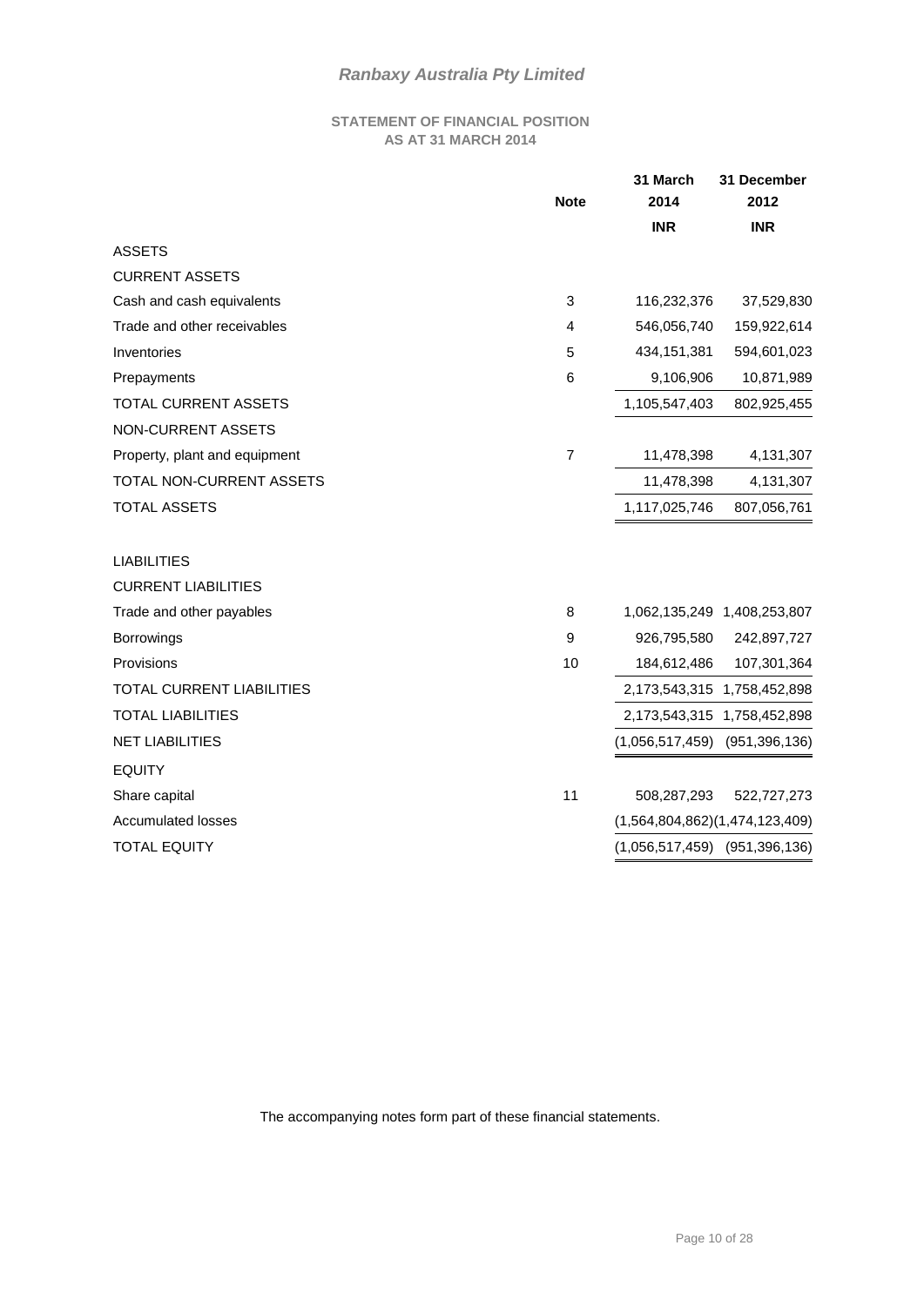# *Ranbaxy Australia Pty Limited*

## STATEMENT OF FINANCIAL POSITION
## AS AT 31 MARCH 2014

| | Note | 31 March 2014 | 31 December 2012 |
|---|---|---|---|
| | | INR | INR |
| ASSETS | | | |
| CURRENT ASSETS | | | |
| Cash and cash equivalents | 3 | 116,232,376 | 37,529,830 |
| Trade and other receivables | 4 | 546,056,740 | 159,922,614 |
| Inventories | 5 | 434,151,381 | 594,601,023 |
| Prepayments | 6 | 9,106,906 | 10,871,989 |
| TOTAL CURRENT ASSETS | | 1,105,547,403 | 802,925,455 |
| NON-CURRENT ASSETS | | | |
| Property, plant and equipment | 7 | 11,478,398 | 4,131,307 |
| TOTAL NON-CURRENT ASSETS | | 11,478,398 | 4,131,307 |
| TOTAL ASSETS | | 1,117,025,746 | 807,056,761 |
| | | | |
| LIABILITIES | | | |
| CURRENT LIABILITIES | | | |
| Trade and other payables | 8 | 1,062,135,249 | 1,408,253,807 |
| Borrowings | 9 | 926,795,580 | 242,897,727 |
| Provisions | 10 | 184,612,486 | 107,301,364 |
| TOTAL CURRENT LIABILITIES | | 2,173,543,315 | 1,758,452,898 |
| TOTAL LIABILITIES | | 2,173,543,315 | 1,758,452,898 |
| NET LIABILITIES | | (1,056,517,459) | (951,396,136) |
| EQUITY | | | |
| Share capital | 11 | 508,287,293 | 522,727,273 |
| Accumulated losses | | (1,564,804,862) | (1,474,123,409) |
| TOTAL EQUITY | | (1,056,517,459) | (951,396,136) |

The accompanying notes form part of these financial statements.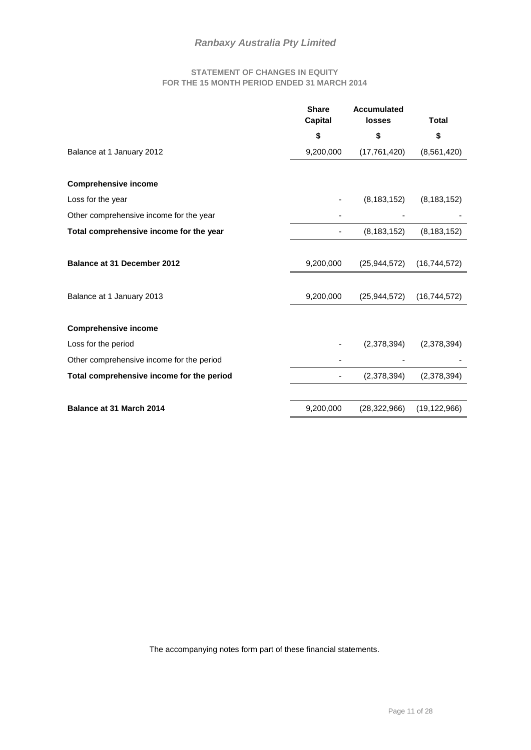# Ranbaxy Australia Pty Limited

## STATEMENT OF CHANGES IN EQUITY
## FOR THE 15 MONTH PERIOD ENDED 31 MARCH 2014

| | Share Capital | Accumulated losses | Total |
|---|---|---|---|
| | $ | $ | $ |
| Balance at 1 January 2012 | 9,200,000 | (17,761,420) | (8,561,420) |
| **Comprehensive income** | | | |
| Loss for the year | - | (8,183,152) | (8,183,152) |
| Other comprehensive income for the year | - | - | - |
| **Total comprehensive income for the year** | - | (8,183,152) | (8,183,152) |
| **Balance at 31 December 2012** | 9,200,000 | (25,944,572) | (16,744,572) |
| Balance at 1 January 2013 | 9,200,000 | (25,944,572) | (16,744,572) |
| **Comprehensive income** | | | |
| Loss for the period | - | (2,378,394) | (2,378,394) |
| Other comprehensive income for the period | - | - | - |
| **Total comprehensive income for the period** | - | (2,378,394) | (2,378,394) |
| **Balance at 31 March 2014** | 9,200,000 | (28,322,966) | (19,122,966) |

The accompanying notes form part of these financial statements.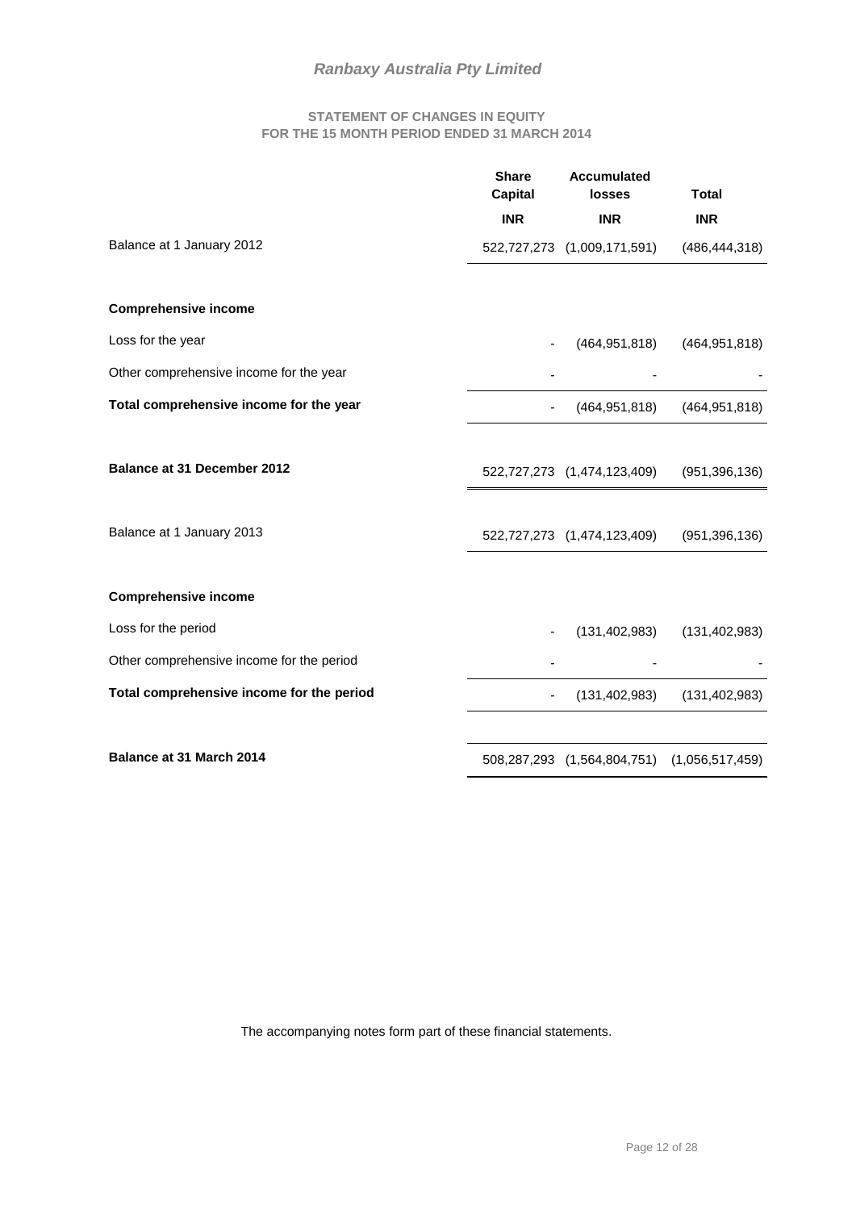# *Ranbaxy Australia Pty Limited*

## STATEMENT OF CHANGES IN EQUITY
## FOR THE 15 MONTH PERIOD ENDED 31 MARCH 2014

| | Share Capital | Accumulated losses | Total |
|---|---|---|---|
| | INR | INR | INR |
| Balance at 1 January 2012 | 522,727,273 | (1,009,171,591) | (486,444,318) |
| **Comprehensive income** | | | |
| Loss for the year | - | (464,951,818) | (464,951,818) |
| Other comprehensive income for the year | - | - | - |
| **Total comprehensive income for the year** | - | (464,951,818) | (464,951,818) |
| **Balance at 31 December 2012** | 522,727,273 | (1,474,123,409) | (951,396,136) |
| Balance at 1 January 2013 | 522,727,273 | (1,474,123,409) | (951,396,136) |
| **Comprehensive income** | | | |
| Loss for the period | - | (131,402,983) | (131,402,983) |
| Other comprehensive income for the period | - | - | - |
| **Total comprehensive income for the period** | - | (131,402,983) | (131,402,983) |
| **Balance at 31 March 2014** | 508,287,293 | (1,564,804,751) | (1,056,517,459) |

The accompanying notes form part of these financial statements.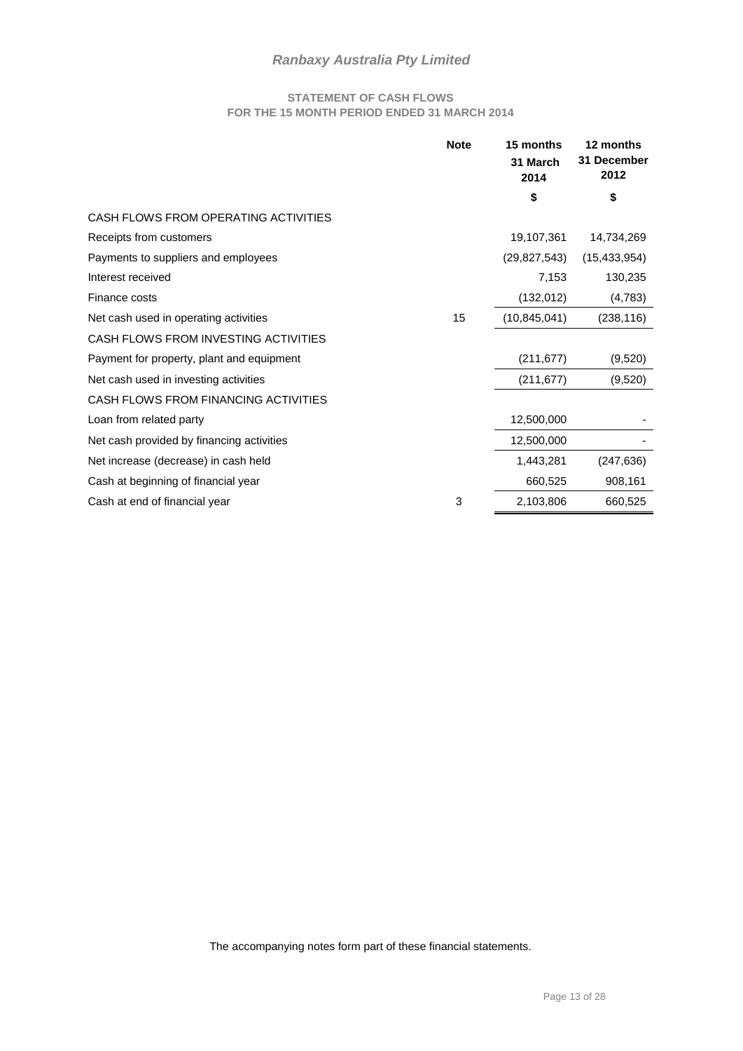## *Ranbaxy Australia Pty Limited*

### STATEMENT OF CASH FLOWS
### FOR THE 15 MONTH PERIOD ENDED 31 MARCH 2014

| | Note | 15 months 31 March 2014 | 12 months 31 December 2012 |
|---|---|---|---|
| | | $ | $ |
| CASH FLOWS FROM OPERATING ACTIVITIES | | | |
| Receipts from customers | | 19,107,361 | 14,734,269 |
| Payments to suppliers and employees | | (29,827,543) | (15,433,954) |
| Interest received | | 7,153 | 130,235 |
| Finance costs | | (132,012) | (4,783) |
| Net cash used in operating activities | 15 | (10,845,041) | (238,116) |
| CASH FLOWS FROM INVESTING ACTIVITIES | | | |
| Payment for property, plant and equipment | | (211,677) | (9,520) |
| Net cash used in investing activities | | (211,677) | (9,520) |
| CASH FLOWS FROM FINANCING ACTIVITIES | | | |
| Loan from related party | | 12,500,000 | - |
| Net cash provided by financing activities | | 12,500,000 | - |
| Net increase (decrease) in cash held | | 1,443,281 | (247,636) |
| Cash at beginning of financial year | | 660,525 | 908,161 |
| Cash at end of financial year | 3 | 2,103,806 | 660,525 |

The accompanying notes form part of these financial statements.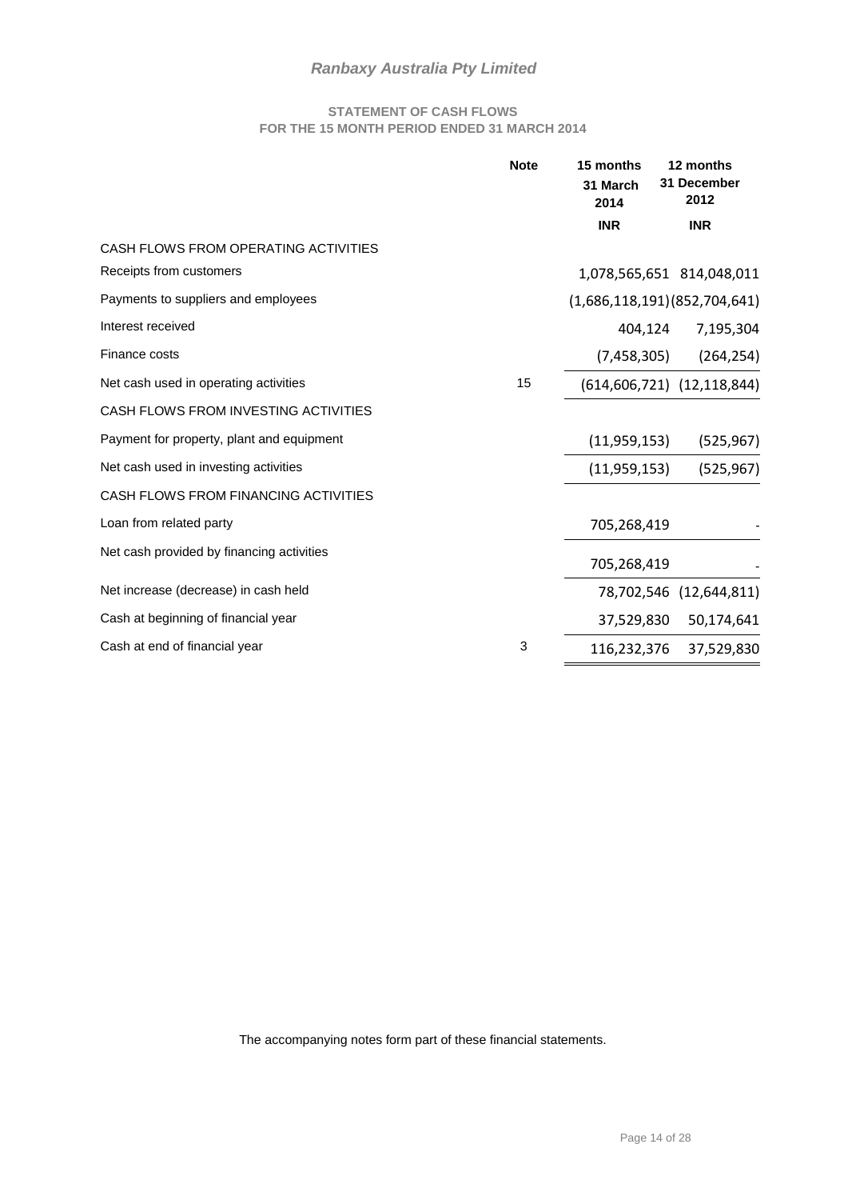# Ranbaxy Australia Pty Limited

## STATEMENT OF CASH FLOWS
## FOR THE 15 MONTH PERIOD ENDED 31 MARCH 2014

| | Note | 15 months 31 March 2014 | 12 months 31 December 2012 |
|---|---|---|---|
| | | INR | INR |
| CASH FLOWS FROM OPERATING ACTIVITIES | | | |
| Receipts from customers | | 1,078,565,651 | 814,048,011 |
| Payments to suppliers and employees | | (1,686,118,191) | (852,704,641) |
| Interest received | | 404,124 | 7,195,304 |
| Finance costs | | (7,458,305) | (264,254) |
| Net cash used in operating activities | 15 | (614,606,721) | (12,118,844) |
| CASH FLOWS FROM INVESTING ACTIVITIES | | | |
| Payment for property, plant and equipment | | (11,959,153) | (525,967) |
| Net cash used in investing activities | | (11,959,153) | (525,967) |
| CASH FLOWS FROM FINANCING ACTIVITIES | | | |
| Loan from related party | | 705,268,419 | - |
| Net cash provided by financing activities | | 705,268,419 | - |
| Net increase (decrease) in cash held | | 78,702,546 | (12,644,811) |
| Cash at beginning of financial year | | 37,529,830 | 50,174,641 |
| Cash at end of financial year | 3 | 116,232,376 | 37,529,830 |

The accompanying notes form part of these financial statements.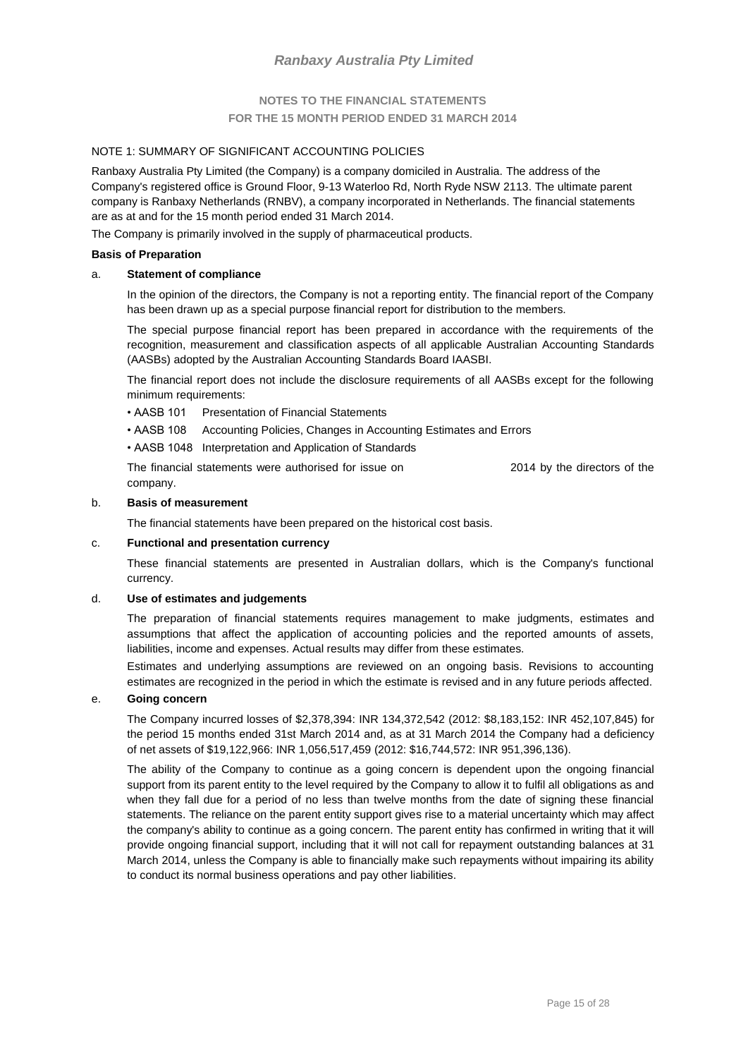# Ranbaxy Australia Pty Limited

## NOTES TO THE FINANCIAL STATEMENTS
## FOR THE 15 MONTH PERIOD ENDED 31 MARCH 2014

NOTE 1: SUMMARY OF SIGNIFICANT ACCOUNTING POLICIES

Ranbaxy Australia Pty Limited (the Company) is a company domiciled in Australia. The address of the Company's registered office is Ground Floor, 9-13 Waterloo Rd, North Ryde NSW 2113. The ultimate parent company is Ranbaxy Netherlands (RNBV), a company incorporated in Netherlands. The financial statements are as at and for the 15 month period ended 31 March 2014.

The Company is primarily involved in the supply of pharmaceutical products.

**Basis of Preparation**

a. **Statement of compliance**

In the opinion of the directors, the Company is not a reporting entity. The financial report of the Company has been drawn up as a special purpose financial report for distribution to the members.

The special purpose financial report has been prepared in accordance with the requirements of the recognition, measurement and classification aspects of all applicable Australian Accounting Standards (AASBs) adopted by the Australian Accounting Standards Board IAASBI.

The financial report does not include the disclosure requirements of all AASBs except for the following minimum requirements:

- AASB 101 Presentation of Financial Statements
- AASB 108 Accounting Policies, Changes in Accounting Estimates and Errors
- AASB 1048 Interpretation and Application of Standards

The financial statements were authorised for issue on 2014 by the directors of the company.

b. **Basis of measurement**

The financial statements have been prepared on the historical cost basis.

c. **Functional and presentation currency**

These financial statements are presented in Australian dollars, which is the Company's functional currency.

d. **Use of estimates and judgements**

The preparation of financial statements requires management to make judgments, estimates and assumptions that affect the application of accounting policies and the reported amounts of assets, liabilities, income and expenses. Actual results may differ from these estimates.

Estimates and underlying assumptions are reviewed on an ongoing basis. Revisions to accounting estimates are recognized in the period in which the estimate is revised and in any future periods affected.

e. **Going concern**

The Company incurred losses of $2,378,394: INR 134,372,542 (2012: $8,183,152: INR 452,107,845) for the period 15 months ended 31st March 2014 and, as at 31 March 2014 the Company had a deficiency of net assets of $19,122,966: INR 1,056,517,459 (2012: $16,744,572: INR 951,396,136).

The ability of the Company to continue as a going concern is dependent upon the ongoing financial support from its parent entity to the level required by the Company to allow it to fulfil all obligations as and when they fall due for a period of no less than twelve months from the date of signing these financial statements. The reliance on the parent entity support gives rise to a material uncertainty which may affect the company's ability to continue as a going concern. The parent entity has confirmed in writing that it will provide ongoing financial support, including that it will not call for repayment outstanding balances at 31 March 2014, unless the Company is able to financially make such repayments without impairing its ability to conduct its normal business operations and pay other liabilities.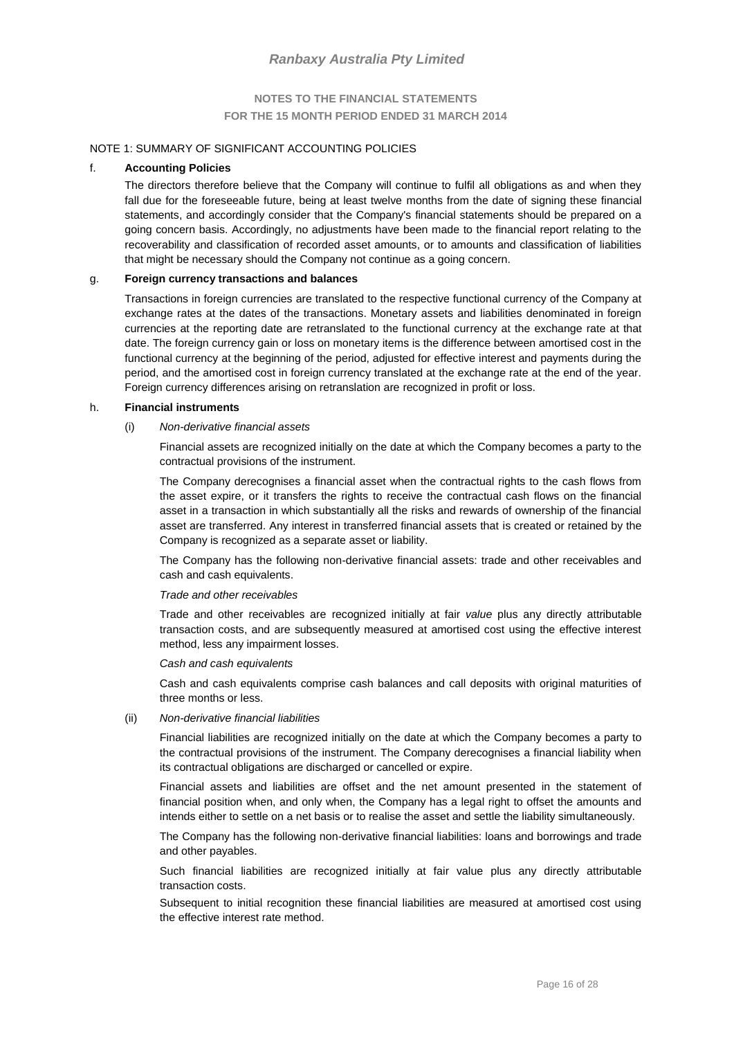NOTE 1: SUMMARY OF SIGNIFICANT ACCOUNTING POLICIES

f. **Accounting Policies**

The directors therefore believe that the Company will continue to fulfil all obligations as and when they fall due for the foreseeable future, being at least twelve months from the date of signing these financial statements, and accordingly consider that the Company's financial statements should be prepared on a going concern basis. Accordingly, no adjustments have been made to the financial report relating to the recoverability and classification of recorded asset amounts, or to amounts and classification of liabilities that might be necessary should the Company not continue as a going concern.

g. **Foreign currency transactions and balances**

Transactions in foreign currencies are translated to the respective functional currency of the Company at exchange rates at the dates of the transactions. Monetary assets and liabilities denominated in foreign currencies at the reporting date are retranslated to the functional currency at the exchange rate at that date. The foreign currency gain or loss on monetary items is the difference between amortised cost in the functional currency at the beginning of the period, adjusted for effective interest and payments during the period, and the amortised cost in foreign currency translated at the exchange rate at the end of the year. Foreign currency differences arising on retranslation are recognized in profit or loss.

h. **Financial instruments**

(i) *Non-derivative financial assets*

Financial assets are recognized initially on the date at which the Company becomes a party to the contractual provisions of the instrument.

The Company derecognises a financial asset when the contractual rights to the cash flows from the asset expire, or it transfers the rights to receive the contractual cash flows on the financial asset in a transaction in which substantially all the risks and rewards of ownership of the financial asset are transferred. Any interest in transferred financial assets that is created or retained by the Company is recognized as a separate asset or liability.

The Company has the following non-derivative financial assets: trade and other receivables and cash and cash equivalents.

*Trade and other receivables*

Trade and other receivables are recognized initially at fair *value* plus any directly attributable transaction costs, and are subsequently measured at amortised cost using the effective interest method, less any impairment losses.

*Cash and cash equivalents*

Cash and cash equivalents comprise cash balances and call deposits with original maturities of three months or less.

(ii) *Non-derivative financial liabilities*

Financial liabilities are recognized initially on the date at which the Company becomes a party to the contractual provisions of the instrument. The Company derecognises a financial liability when its contractual obligations are discharged or cancelled or expire.

Financial assets and liabilities are offset and the net amount presented in the statement of financial position when, and only when, the Company has a legal right to offset the amounts and intends either to settle on a net basis or to realise the asset and settle the liability simultaneously.

The Company has the following non-derivative financial liabilities: loans and borrowings and trade and other payables.

Such financial liabilities are recognized initially at fair value plus any directly attributable transaction costs.

Subsequent to initial recognition these financial liabilities are measured at amortised cost using the effective interest rate method.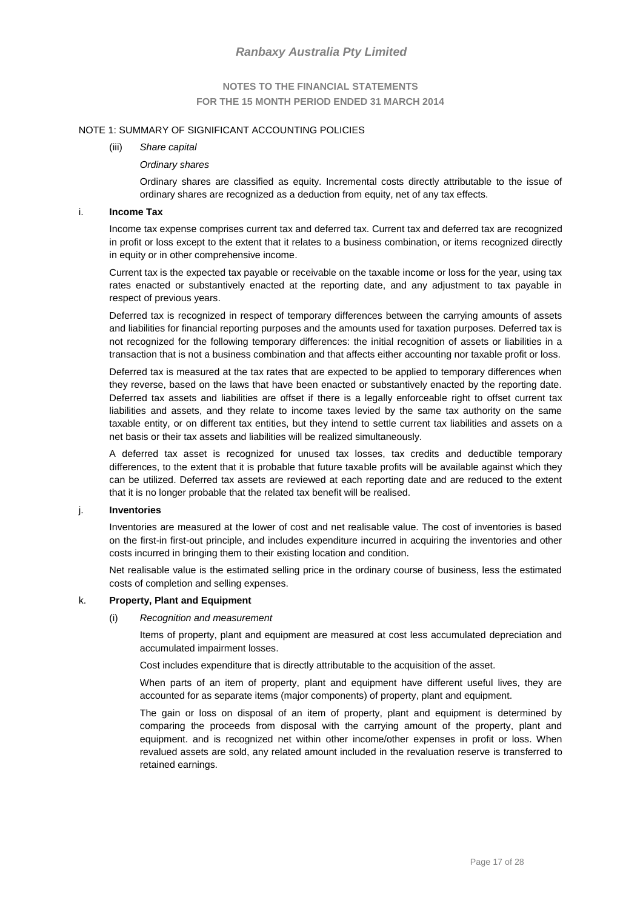NOTE 1: SUMMARY OF SIGNIFICANT ACCOUNTING POLICIES

(iii) *Share capital*

*Ordinary shares*

Ordinary shares are classified as equity. Incremental costs directly attributable to the issue of ordinary shares are recognized as a deduction from equity, net of any tax effects.

i. **Income Tax**

Income tax expense comprises current tax and deferred tax. Current tax and deferred tax are recognized in profit or loss except to the extent that it relates to a business combination, or items recognized directly in equity or in other comprehensive income.

Current tax is the expected tax payable or receivable on the taxable income or loss for the year, using tax rates enacted or substantively enacted at the reporting date, and any adjustment to tax payable in respect of previous years.

Deferred tax is recognized in respect of temporary differences between the carrying amounts of assets and liabilities for financial reporting purposes and the amounts used for taxation purposes. Deferred tax is not recognized for the following temporary differences: the initial recognition of assets or liabilities in a transaction that is not a business combination and that affects either accounting nor taxable profit or loss.

Deferred tax is measured at the tax rates that are expected to be applied to temporary differences when they reverse, based on the laws that have been enacted or substantively enacted by the reporting date. Deferred tax assets and liabilities are offset if there is a legally enforceable right to offset current tax liabilities and assets, and they relate to income taxes levied by the same tax authority on the same taxable entity, or on different tax entities, but they intend to settle current tax liabilities and assets on a net basis or their tax assets and liabilities will be realized simultaneously.

A deferred tax asset is recognized for unused tax losses, tax credits and deductible temporary differences, to the extent that it is probable that future taxable profits will be available against which they can be utilized. Deferred tax assets are reviewed at each reporting date and are reduced to the extent that it is no longer probable that the related tax benefit will be realised.

j. **Inventories**

Inventories are measured at the lower of cost and net realisable value. The cost of inventories is based on the first-in first-out principle, and includes expenditure incurred in acquiring the inventories and other costs incurred in bringing them to their existing location and condition.

Net realisable value is the estimated selling price in the ordinary course of business, less the estimated costs of completion and selling expenses.

k. **Property, Plant and Equipment**

(i) *Recognition and measurement*

Items of property, plant and equipment are measured at cost less accumulated depreciation and accumulated impairment losses.

Cost includes expenditure that is directly attributable to the acquisition of the asset.

When parts of an item of property, plant and equipment have different useful lives, they are accounted for as separate items (major components) of property, plant and equipment.

The gain or loss on disposal of an item of property, plant and equipment is determined by comparing the proceeds from disposal with the carrying amount of the property, plant and equipment. and is recognized net within other income/other expenses in profit or loss. When revalued assets are sold, any related amount included in the revaluation reserve is transferred to retained earnings.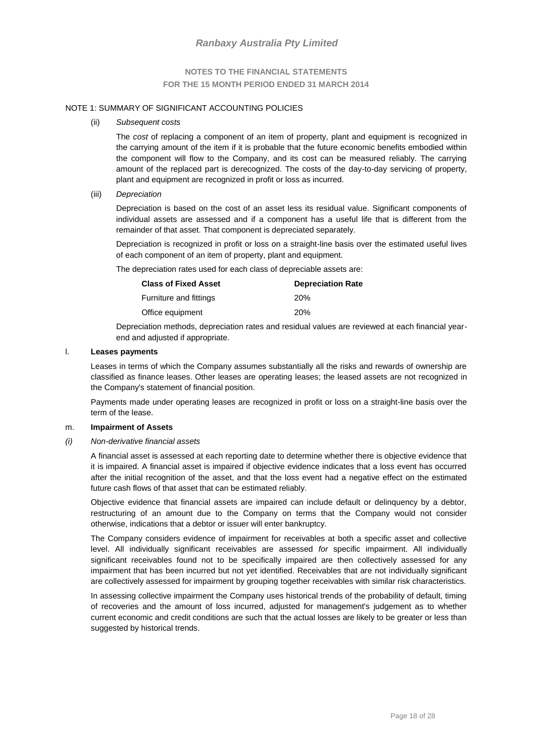NOTE 1: SUMMARY OF SIGNIFICANT ACCOUNTING POLICIES

(ii) *Subsequent costs*

The *cost* of replacing a component of an item of property, plant and equipment is recognized in the carrying amount of the item if it is probable that the future economic benefits embodied within the component will flow to the Company, and its cost can be measured reliably. The carrying amount of the replaced part is derecognized. The costs of the day-to-day servicing of property, plant and equipment are recognized in profit or loss as incurred.

(iii) *Depreciation*

Depreciation is based on the cost of an asset less its residual value. Significant components of individual assets are assessed and if a component has a useful life that is different from the remainder of that asset. That component is depreciated separately.

Depreciation is recognized in profit or loss on a straight-line basis over the estimated useful lives of each component of an item of property, plant and equipment.

The depreciation rates used for each class of depreciable assets are:

| Class of Fixed Asset | Depreciation Rate |
|---|---|
| Furniture and fittings | 20% |
| Office equipment | 20% |

Depreciation methods, depreciation rates and residual values are reviewed at each financial year-end and adjusted if appropriate.

l. **Leases payments**

Leases in terms of which the Company assumes substantially all the risks and rewards of ownership are classified as finance leases. Other leases are operating leases; the leased assets are not recognized in the Company's statement of financial position.

Payments made under operating leases are recognized in profit or loss on a straight-line basis over the term of the lease.

m. **Impairment of Assets**

*(i) Non-derivative financial assets*

A financial asset is assessed at each reporting date to determine whether there is objective evidence that it is impaired. A financial asset is impaired if objective evidence indicates that a loss event has occurred after the initial recognition of the asset, and that the loss event had a negative effect on the estimated future cash flows of that asset that can be estimated reliably.

Objective evidence that financial assets are impaired can include default or delinquency by a debtor, restructuring of an amount due to the Company on terms that the Company would not consider otherwise, indications that a debtor or issuer will enter bankruptcy.

The Company considers evidence of impairment for receivables at both a specific asset and collective level. All individually significant receivables are assessed *for* specific impairment. All individually significant receivables found not to be specifically impaired are then collectively assessed for any impairment that has been incurred but not yet identified. Receivables that are not individually significant are collectively assessed for impairment by grouping together receivables with similar risk characteristics.

In assessing collective impairment the Company uses historical trends of the probability of default, timing of recoveries and the amount of loss incurred, adjusted for management's judgement as to whether current economic and credit conditions are such that the actual losses are likely to be greater or less than suggested by historical trends.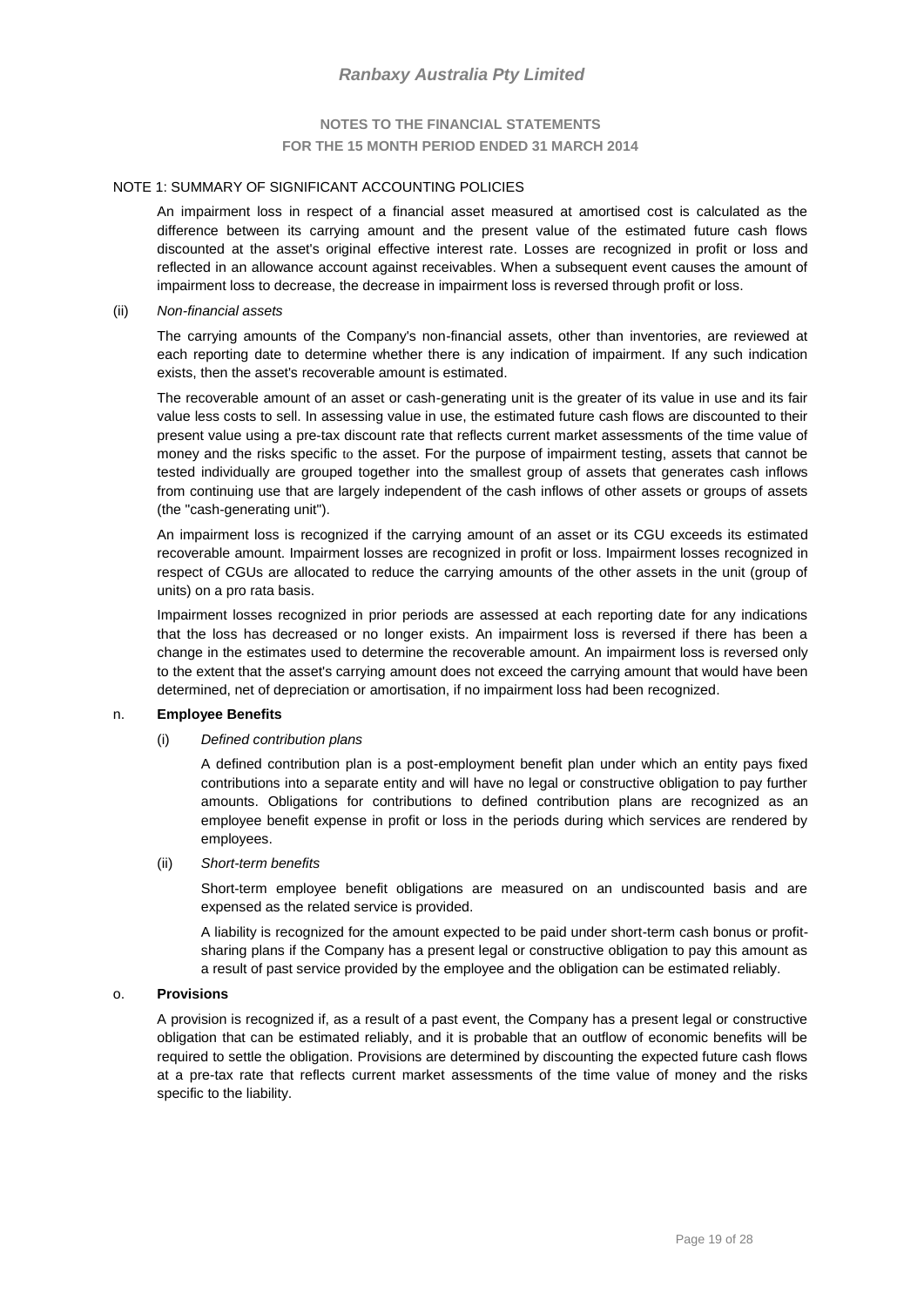NOTE 1: SUMMARY OF SIGNIFICANT ACCOUNTING POLICIES

An impairment loss in respect of a financial asset measured at amortised cost is calculated as the difference between its carrying amount and the present value of the estimated future cash flows discounted at the asset's original effective interest rate. Losses are recognized in profit or loss and reflected in an allowance account against receivables. When a subsequent event causes the amount of impairment loss to decrease, the decrease in impairment loss is reversed through profit or loss.

(ii) *Non-financial assets*

The carrying amounts of the Company's non-financial assets, other than inventories, are reviewed at each reporting date to determine whether there is any indication of impairment. If any such indication exists, then the asset's recoverable amount is estimated.

The recoverable amount of an asset or cash-generating unit is the greater of its value in use and its fair value less costs to sell. In assessing value in use, the estimated future cash flows are discounted to their present value using a pre-tax discount rate that reflects current market assessments of the time value of money and the risks specific to the asset. For the purpose of impairment testing, assets that cannot be tested individually are grouped together into the smallest group of assets that generates cash inflows from continuing use that are largely independent of the cash inflows of other assets or groups of assets (the "cash-generating unit").

An impairment loss is recognized if the carrying amount of an asset or its CGU exceeds its estimated recoverable amount. Impairment losses are recognized in profit or loss. Impairment losses recognized in respect of CGUs are allocated to reduce the carrying amounts of the other assets in the unit (group of units) on a pro rata basis.

Impairment losses recognized in prior periods are assessed at each reporting date for any indications that the loss has decreased or no longer exists. An impairment loss is reversed if there has been a change in the estimates used to determine the recoverable amount. An impairment loss is reversed only to the extent that the asset's carrying amount does not exceed the carrying amount that would have been determined, net of depreciation or amortisation, if no impairment loss had been recognized.

n. **Employee Benefits**

(i) *Defined contribution plans*

A defined contribution plan is a post-employment benefit plan under which an entity pays fixed contributions into a separate entity and will have no legal or constructive obligation to pay further amounts. Obligations for contributions to defined contribution plans are recognized as an employee benefit expense in profit or loss in the periods during which services are rendered by employees.

(ii) *Short-term benefits*

Short-term employee benefit obligations are measured on an undiscounted basis and are expensed as the related service is provided.

A liability is recognized for the amount expected to be paid under short-term cash bonus or profit-sharing plans if the Company has a present legal or constructive obligation to pay this amount as a result of past service provided by the employee and the obligation can be estimated reliably.

o. **Provisions**

A provision is recognized if, as a result of a past event, the Company has a present legal or constructive obligation that can be estimated reliably, and it is probable that an outflow of economic benefits will be required to settle the obligation. Provisions are determined by discounting the expected future cash flows at a pre-tax rate that reflects current market assessments of the time value of money and the risks specific to the liability.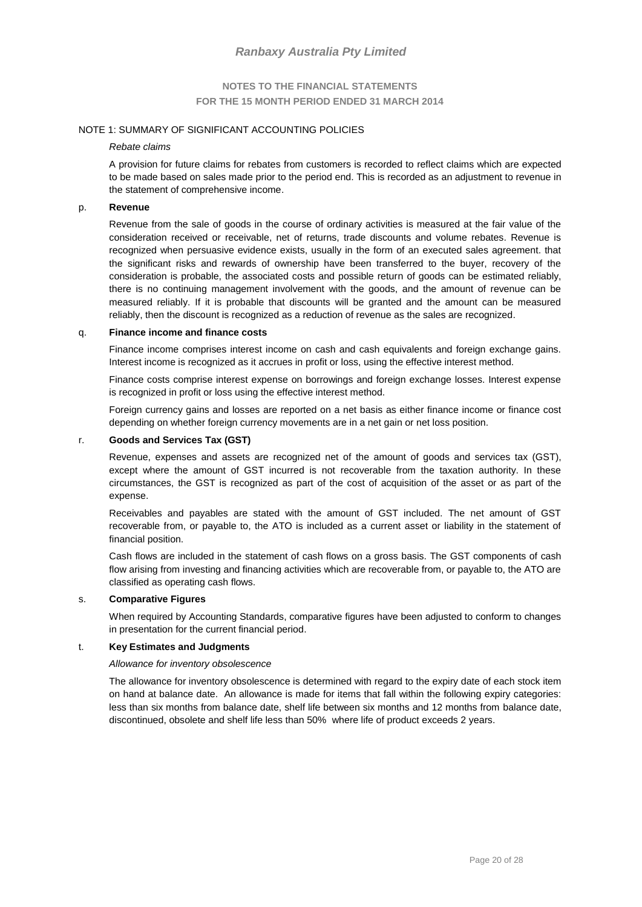# Ranbaxy Australia Pty Limited

## NOTES TO THE FINANCIAL STATEMENTS
## FOR THE 15 MONTH PERIOD ENDED 31 MARCH 2014

NOTE 1: SUMMARY OF SIGNIFICANT ACCOUNTING POLICIES

*Rebate claims*

A provision for future claims for rebates from customers is recorded to reflect claims which are expected to be made based on sales made prior to the period end. This is recorded as an adjustment to revenue in the statement of comprehensive income.

p. **Revenue**

Revenue from the sale of goods in the course of ordinary activities is measured at the fair value of the consideration received or receivable, net of returns, trade discounts and volume rebates. Revenue is recognized when persuasive evidence exists, usually in the form of an executed sales agreement. that the significant risks and rewards of ownership have been transferred to the buyer, recovery of the consideration is probable, the associated costs and possible return of goods can be estimated reliably, there is no continuing management involvement with the goods, and the amount of revenue can be measured reliably. If it is probable that discounts will be granted and the amount can be measured reliably, then the discount is recognized as a reduction of revenue as the sales are recognized.

q. **Finance income and finance costs**

Finance income comprises interest income on cash and cash equivalents and foreign exchange gains. Interest income is recognized as it accrues in profit or loss, using the effective interest method.

Finance costs comprise interest expense on borrowings and foreign exchange losses. Interest expense is recognized in profit or loss using the effective interest method.

Foreign currency gains and losses are reported on a net basis as either finance income or finance cost depending on whether foreign currency movements are in a net gain or net loss position.

r. **Goods and Services Tax (GST)**

Revenue, expenses and assets are recognized net of the amount of goods and services tax (GST), except where the amount of GST incurred is not recoverable from the taxation authority. In these circumstances, the GST is recognized as part of the cost of acquisition of the asset or as part of the expense.

Receivables and payables are stated with the amount of GST included. The net amount of GST recoverable from, or payable to, the ATO is included as a current asset or liability in the statement of financial position.

Cash flows are included in the statement of cash flows on a gross basis. The GST components of cash flow arising from investing and financing activities which are recoverable from, or payable to, the ATO are classified as operating cash flows.

s. **Comparative Figures**

When required by Accounting Standards, comparative figures have been adjusted to conform to changes in presentation for the current financial period.

t. **Key Estimates and Judgments**

*Allowance for inventory obsolescence*

The allowance for inventory obsolescence is determined with regard to the expiry date of each stock item on hand at balance date. An allowance is made for items that fall within the following expiry categories: less than six months from balance date, shelf life between six months and 12 months from balance date, discontinued, obsolete and shelf life less than 50% where life of product exceeds 2 years.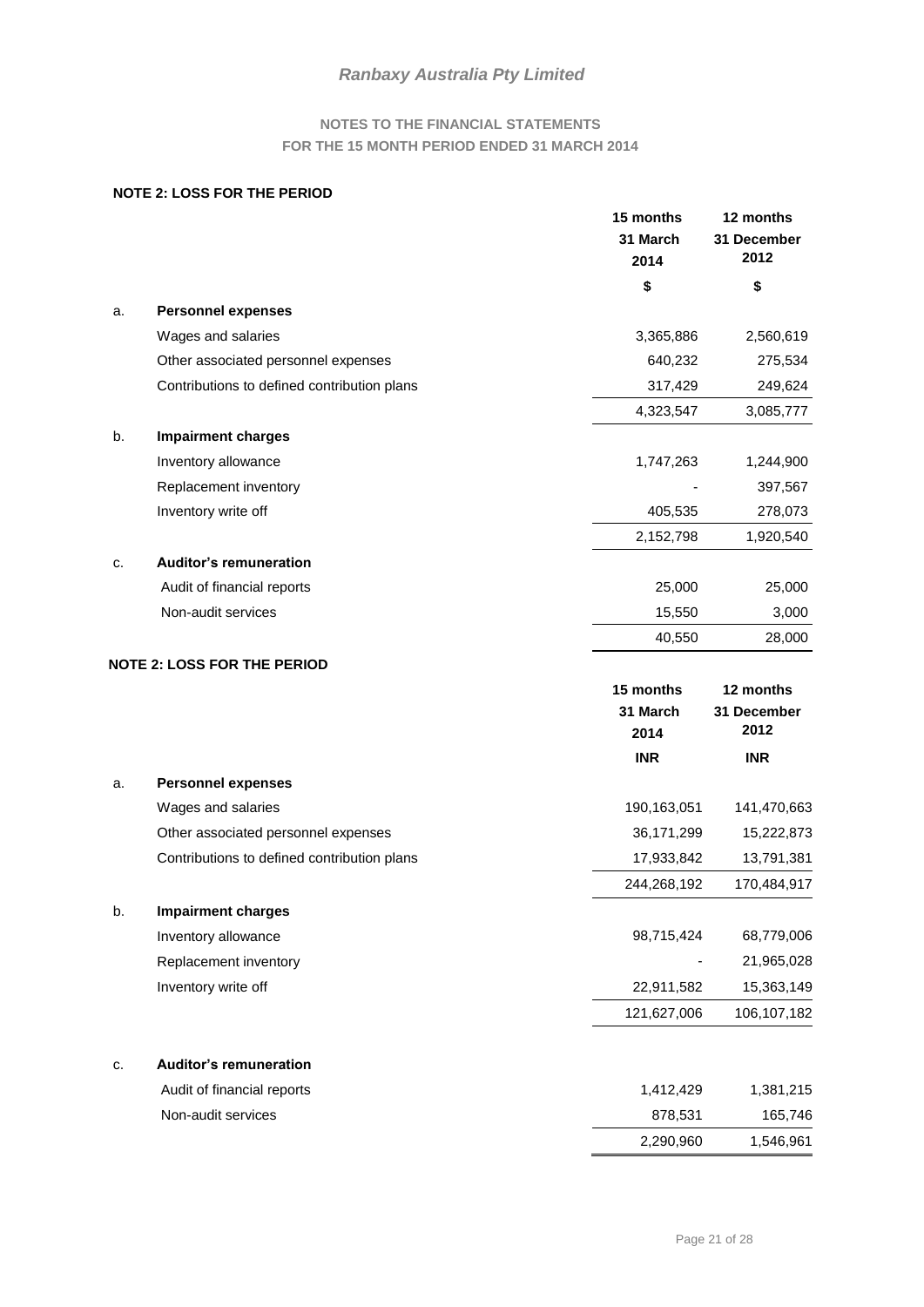# Ranbaxy Australia Pty Limited

## NOTES TO THE FINANCIAL STATEMENTS
## FOR THE 15 MONTH PERIOD ENDED 31 MARCH 2014

### NOTE 2: LOSS FOR THE PERIOD

| | | 15 months 31 March 2014 | 12 months 31 December 2012 |
|---|---|---|---|
| | | **$** | **$** |
| a. | **Personnel expenses** | | |
| | Wages and salaries | 3,365,886 | 2,560,619 |
| | Other associated personnel expenses | 640,232 | 275,534 |
| | Contributions to defined contribution plans | 317,429 | 249,624 |
| | | 4,323,547 | 3,085,777 |
| b. | **Impairment charges** | | |
| | Inventory allowance | 1,747,263 | 1,244,900 |
| | Replacement inventory | - | 397,567 |
| | Inventory write off | 405,535 | 278,073 |
| | | 2,152,798 | 1,920,540 |
| c. | **Auditor's remuneration** | | |
| | Audit of financial reports | 25,000 | 25,000 |
| | Non-audit services | 15,550 | 3,000 |
| | | 40,550 | 28,000 |

### NOTE 2: LOSS FOR THE PERIOD

| | | 15 months 31 March 2014 | 12 months 31 December 2012 |
|---|---|---|---|
| | | **INR** | **INR** |
| a. | **Personnel expenses** | | |
| | Wages and salaries | 190,163,051 | 141,470,663 |
| | Other associated personnel expenses | 36,171,299 | 15,222,873 |
| | Contributions to defined contribution plans | 17,933,842 | 13,791,381 |
| | | 244,268,192 | 170,484,917 |
| b. | **Impairment charges** | | |
| | Inventory allowance | 98,715,424 | 68,779,006 |
| | Replacement inventory | - | 21,965,028 |
| | Inventory write off | 22,911,582 | 15,363,149 |
| | | 121,627,006 | 106,107,182 |
| c. | **Auditor's remuneration** | | |
| | Audit of financial reports | 1,412,429 | 1,381,215 |
| | Non-audit services | 878,531 | 165,746 |
| | | 2,290,960 | 1,546,961 |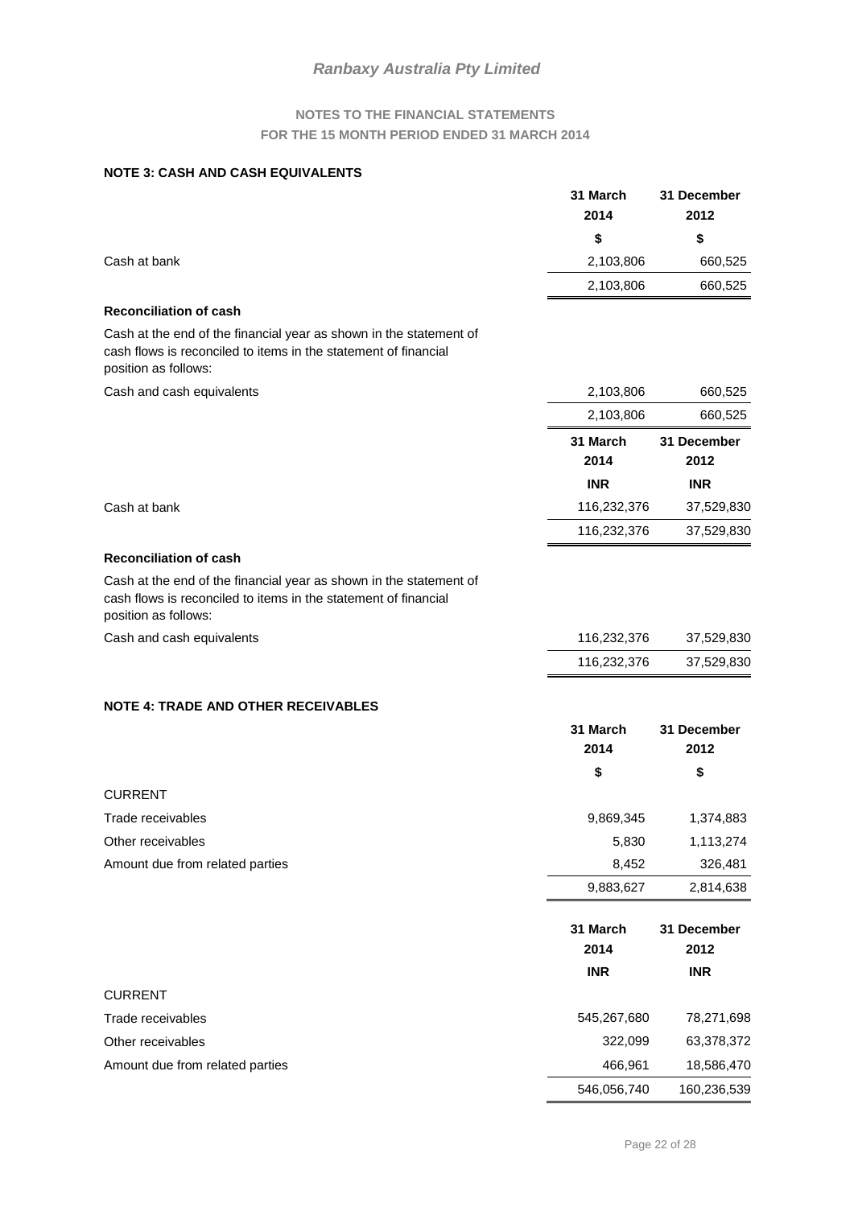# Ranbaxy Australia Pty Limited

## NOTES TO THE FINANCIAL STATEMENTS
## FOR THE 15 MONTH PERIOD ENDED 31 MARCH 2014

### NOTE 3: CASH AND CASH EQUIVALENTS

| | 31 March 2014 | 31 December 2012 |
|---|---|---|
| | $ | $ |
| Cash at bank | 2,103,806 | 660,525 |
| | 2,103,806 | 660,525 |

**Reconciliation of cash**

Cash at the end of the financial year as shown in the statement of cash flows is reconciled to items in the statement of financial position as follows:

| | | |
|---|---|---|
| Cash and cash equivalents | 2,103,806 | 660,525 |
| | 2,103,806 | 660,525 |

| | 31 March 2014 | 31 December 2012 |
|---|---|---|
| | INR | INR |
| Cash at bank | 116,232,376 | 37,529,830 |
| | 116,232,376 | 37,529,830 |

**Reconciliation of cash**

Cash at the end of the financial year as shown in the statement of cash flows is reconciled to items in the statement of financial position as follows:

| | | |
|---|---|---|
| Cash and cash equivalents | 116,232,376 | 37,529,830 |
| | 116,232,376 | 37,529,830 |

### NOTE 4: TRADE AND OTHER RECEIVABLES

| | 31 March 2014 | 31 December 2012 |
|---|---|---|
| | $ | $ |
| CURRENT | | |
| Trade receivables | 9,869,345 | 1,374,883 |
| Other receivables | 5,830 | 1,113,274 |
| Amount due from related parties | 8,452 | 326,481 |
| | 9,883,627 | 2,814,638 |

| | 31 March 2014 | 31 December 2012 |
|---|---|---|
| | INR | INR |
| CURRENT | | |
| Trade receivables | 545,267,680 | 78,271,698 |
| Other receivables | 322,099 | 63,378,372 |
| Amount due from related parties | 466,961 | 18,586,470 |
| | 546,056,740 | 160,236,539 |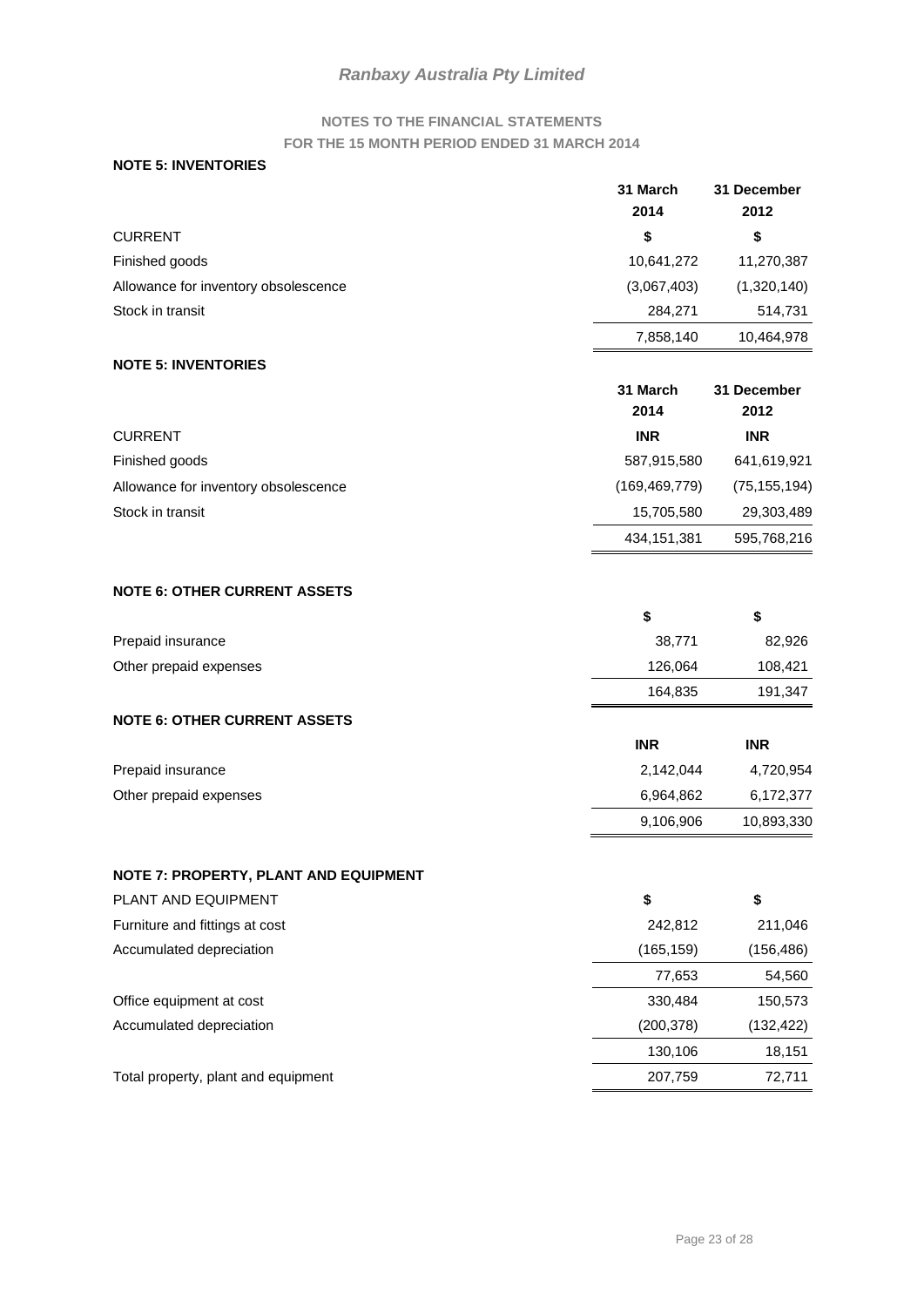# Ranbaxy Australia Pty Limited

## NOTES TO THE FINANCIAL STATEMENTS
## FOR THE 15 MONTH PERIOD ENDED 31 MARCH 2014

### NOTE 5: INVENTORIES

| | 31 March 2014 | 31 December 2012 |
|---|---|---|
| CURRENT | $ | $ |
| Finished goods | 10,641,272 | 11,270,387 |
| Allowance for inventory obsolescence | (3,067,403) | (1,320,140) |
| Stock in transit | 284,271 | 514,731 |
| | 7,858,140 | 10,464,978 |

### NOTE 5: INVENTORIES

| | 31 March 2014 | 31 December 2012 |
|---|---|---|
| CURRENT | INR | INR |
| Finished goods | 587,915,580 | 641,619,921 |
| Allowance for inventory obsolescence | (169,469,779) | (75,155,194) |
| Stock in transit | 15,705,580 | 29,303,489 |
| | 434,151,381 | 595,768,216 |

### NOTE 6: OTHER CURRENT ASSETS

| | $ | $ |
|---|---|---|
| Prepaid insurance | 38,771 | 82,926 |
| Other prepaid expenses | 126,064 | 108,421 |
| | 164,835 | 191,347 |

### NOTE 6: OTHER CURRENT ASSETS

| | INR | INR |
|---|---|---|
| Prepaid insurance | 2,142,044 | 4,720,954 |
| Other prepaid expenses | 6,964,862 | 6,172,377 |
| | 9,106,906 | 10,893,330 |

### NOTE 7: PROPERTY, PLANT AND EQUIPMENT

| PLANT AND EQUIPMENT | $ | $ |
|---|---|---|
| Furniture and fittings at cost | 242,812 | 211,046 |
| Accumulated depreciation | (165,159) | (156,486) |
| | 77,653 | 54,560 |
| Office equipment at cost | 330,484 | 150,573 |
| Accumulated depreciation | (200,378) | (132,422) |
| | 130,106 | 18,151 |
| Total property, plant and equipment | 207,759 | 72,711 |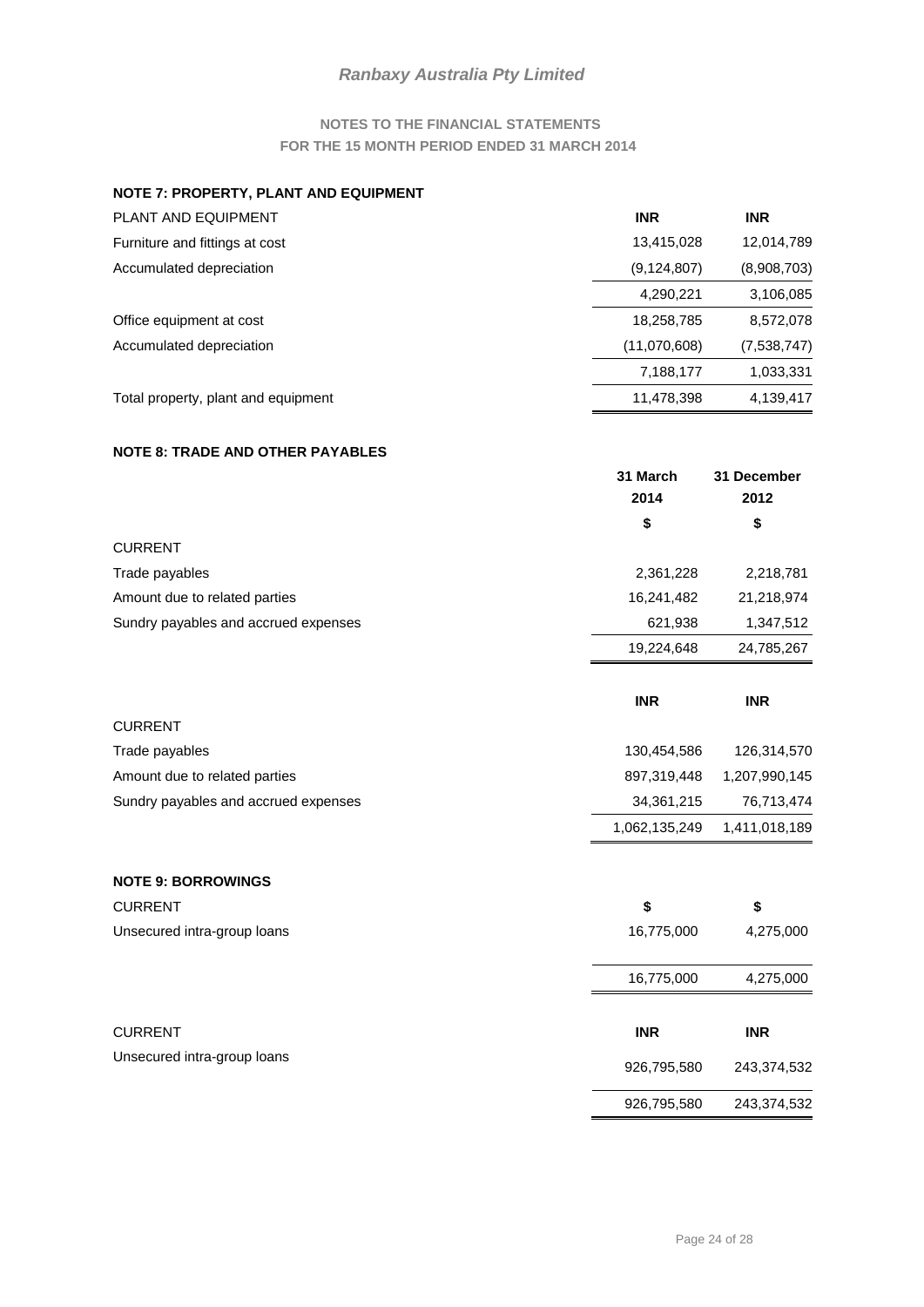***Ranbaxy Australia Pty Limited***

**NOTES TO THE FINANCIAL STATEMENTS**
**FOR THE 15 MONTH PERIOD ENDED 31 MARCH 2014**

## NOTE 7: PROPERTY, PLANT AND EQUIPMENT

| PLANT AND EQUIPMENT | INR | INR |
|---|---|---|
| Furniture and fittings at cost | 13,415,028 | 12,014,789 |
| Accumulated depreciation | (9,124,807) | (8,908,703) |
| | 4,290,221 | 3,106,085 |
| Office equipment at cost | 18,258,785 | 8,572,078 |
| Accumulated depreciation | (11,070,608) | (7,538,747) |
| | 7,188,177 | 1,033,331 |
| Total property, plant and equipment | 11,478,398 | 4,139,417 |

## NOTE 8: TRADE AND OTHER PAYABLES

| | 31 March 2014 | 31 December 2012 |
|---|---|---|
| | $ | $ |
| CURRENT | | |
| Trade payables | 2,361,228 | 2,218,781 |
| Amount due to related parties | 16,241,482 | 21,218,974 |
| Sundry payables and accrued expenses | 621,938 | 1,347,512 |
| | 19,224,648 | 24,785,267 |
| | **INR** | **INR** |
| CURRENT | | |
| Trade payables | 130,454,586 | 126,314,570 |
| Amount due to related parties | 897,319,448 | 1,207,990,145 |
| Sundry payables and accrued expenses | 34,361,215 | 76,713,474 |
| | 1,062,135,249 | 1,411,018,189 |

## NOTE 9: BORROWINGS

| CURRENT | $ | $ |
|---|---|---|
| Unsecured intra-group loans | 16,775,000 | 4,275,000 |
| | 16,775,000 | 4,275,000 |
| CURRENT | **INR** | **INR** |
| Unsecured intra-group loans | 926,795,580 | 243,374,532 |
| | 926,795,580 | 243,374,532 |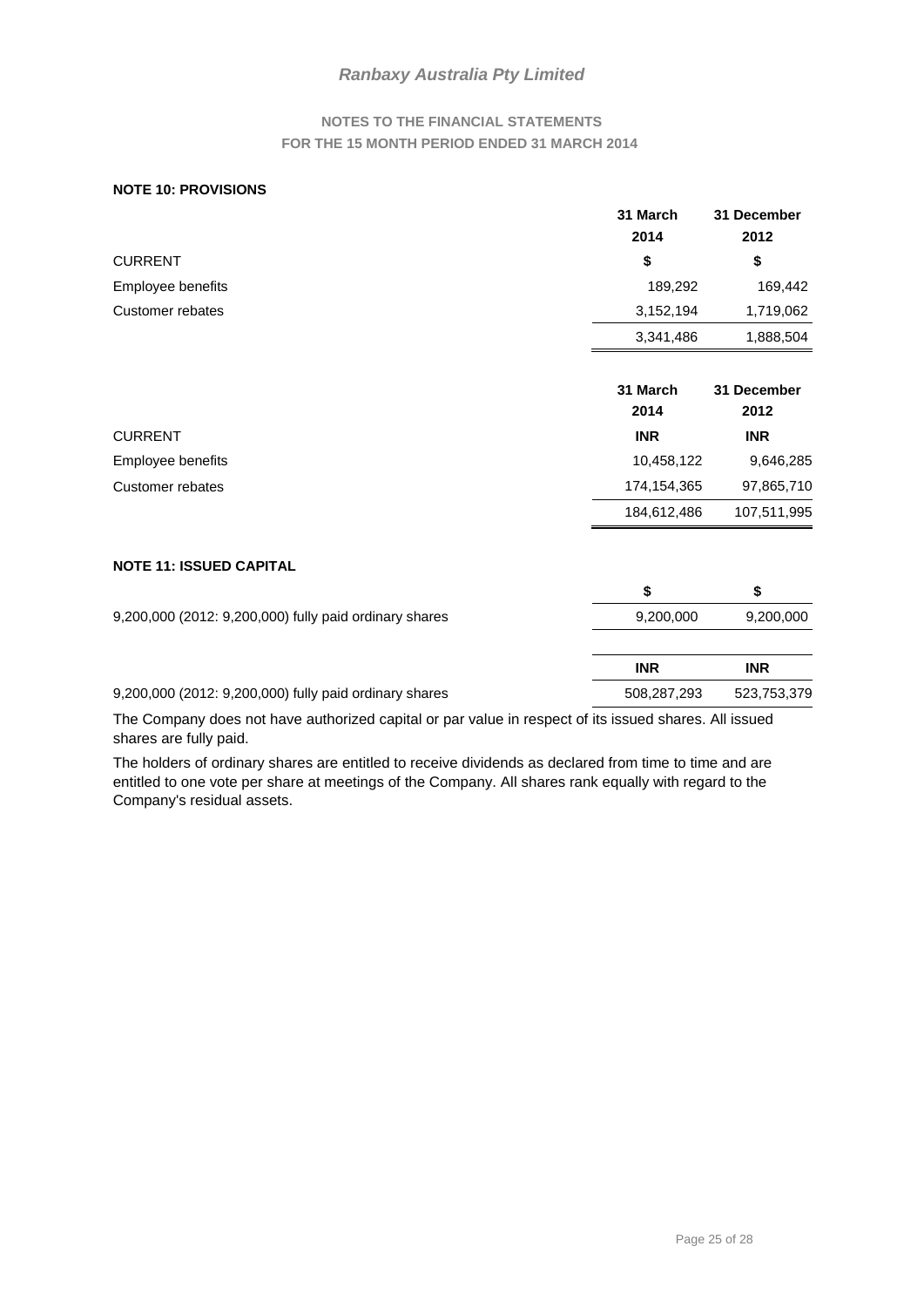## NOTES TO THE FINANCIAL STATEMENTS FOR THE 15 MONTH PERIOD ENDED 31 MARCH 2014

### NOTE 10: PROVISIONS

| | 31 March 2014 | 31 December 2012 |
|---|---|---|
| CURRENT | $ | $ |
| Employee benefits | 189,292 | 169,442 |
| Customer rebates | 3,152,194 | 1,719,062 |
| | 3,341,486 | 1,888,504 |

| | 31 March 2014 | 31 December 2012 |
|---|---|---|
| CURRENT | INR | INR |
| Employee benefits | 10,458,122 | 9,646,285 |
| Customer rebates | 174,154,365 | 97,865,710 |
| | 184,612,486 | 107,511,995 |

### NOTE 11: ISSUED CAPITAL

| | $ | $ |
|---|---|---|
| 9,200,000 (2012: 9,200,000) fully paid ordinary shares | 9,200,000 | 9,200,000 |

| | INR | INR |
|---|---|---|
| 9,200,000 (2012: 9,200,000) fully paid ordinary shares | 508,287,293 | 523,753,379 |

The Company does not have authorized capital or par value in respect of its issued shares. All issued shares are fully paid.

The holders of ordinary shares are entitled to receive dividends as declared from time to time and are entitled to one vote per share at meetings of the Company. All shares rank equally with regard to the Company's residual assets.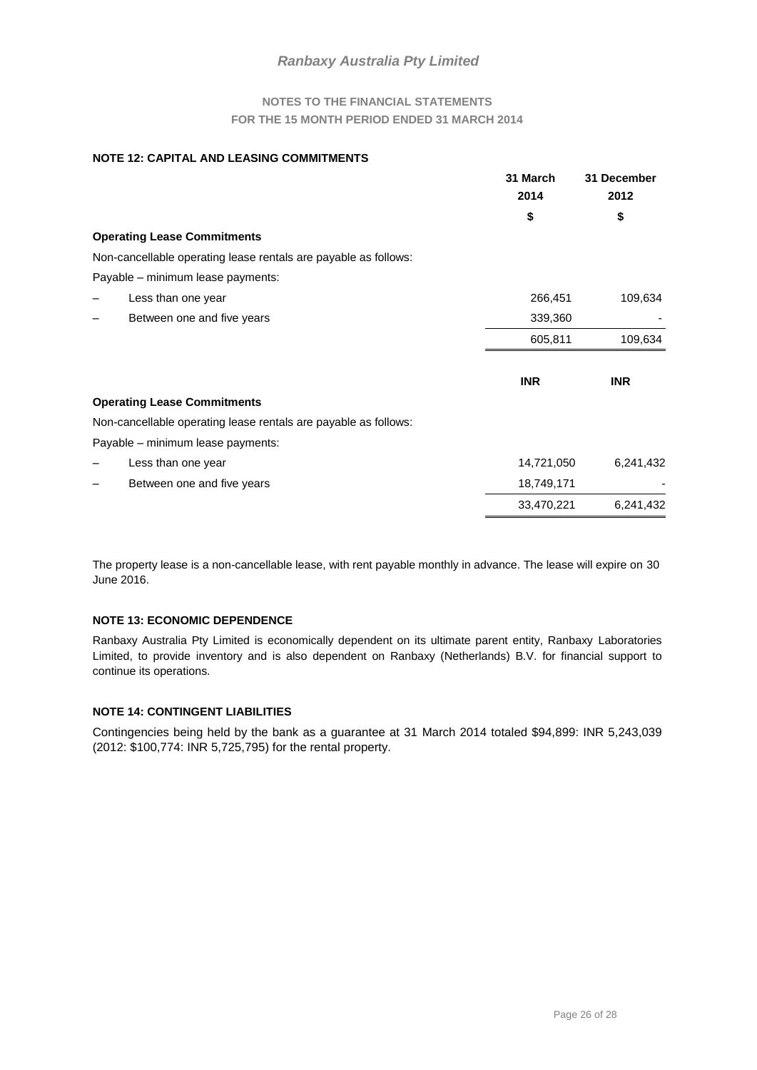**NOTE 12: CAPITAL AND LEASING COMMITMENTS**

| | 31 March 2014 | 31 December 2012 |
|---|---|---|
| | $ | $ |
| **Operating Lease Commitments** | | |
| Non-cancellable operating lease rentals are payable as follows: | | |
| Payable – minimum lease payments: | | |
| – Less than one year | 266,451 | 109,634 |
| – Between one and five years | 339,360 | - |
| | 605,811 | 109,634 |

| | INR | INR |
|---|---|---|
| **Operating Lease Commitments** | | |
| Non-cancellable operating lease rentals are payable as follows: | | |
| Payable – minimum lease payments: | | |
| – Less than one year | 14,721,050 | 6,241,432 |
| – Between one and five years | 18,749,171 | - |
| | 33,470,221 | 6,241,432 |

The property lease is a non-cancellable lease, with rent payable monthly in advance. The lease will expire on 30 June 2016.

**NOTE 13: ECONOMIC DEPENDENCE**

Ranbaxy Australia Pty Limited is economically dependent on its ultimate parent entity, Ranbaxy Laboratories Limited, to provide inventory and is also dependent on Ranbaxy (Netherlands) B.V. for financial support to continue its operations.

**NOTE 14: CONTINGENT LIABILITIES**

Contingencies being held by the bank as a guarantee at 31 March 2014 totaled $94,899: INR 5,243,039 (2012: $100,774: INR 5,725,795) for the rental property.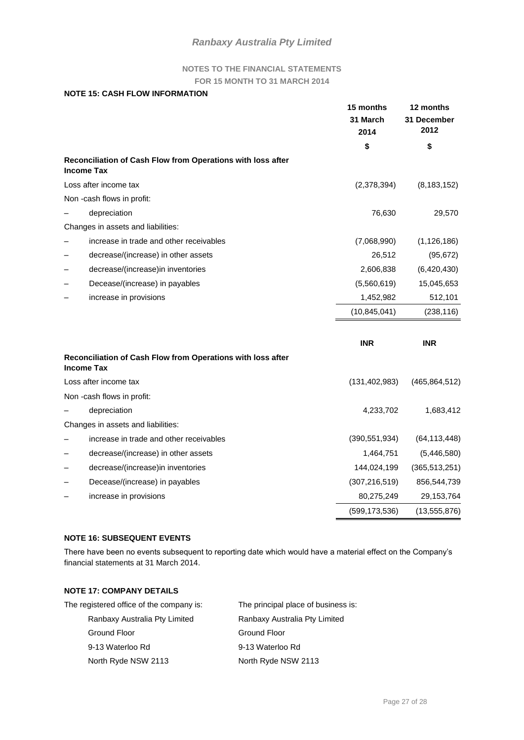**NOTES TO THE FINANCIAL STATEMENTS**

**FOR 15 MONTH TO 31 MARCH 2014**

**NOTE 15: CASH FLOW INFORMATION**

| | 15 months 31 March 2014 | 12 months 31 December 2012 |
|---|---|---|
| | **$** | **$** |
| **Reconciliation of Cash Flow from Operations with loss after Income Tax** | | |
| Loss after income tax | (2,378,394) | (8,183,152) |
| Non -cash flows in profit: | | |
| – depreciation | 76,630 | 29,570 |
| Changes in assets and liabilities: | | |
| – increase in trade and other receivables | (7,068,990) | (1,126,186) |
| – decrease/(increase) in other assets | 26,512 | (95,672) |
| – decrease/(increase)in inventories | 2,606,838 | (6,420,430) |
| – Decease/(increase) in payables | (5,560,619) | 15,045,653 |
| – increase in provisions | 1,452,982 | 512,101 |
| | (10,845,041) | (238,116) |

| | INR | INR |
|---|---|---|
| **Reconciliation of Cash Flow from Operations with loss after Income Tax** | | |
| Loss after income tax | (131,402,983) | (465,864,512) |
| Non -cash flows in profit: | | |
| – depreciation | 4,233,702 | 1,683,412 |
| Changes in assets and liabilities: | | |
| – increase in trade and other receivables | (390,551,934) | (64,113,448) |
| – decrease/(increase) in other assets | 1,464,751 | (5,446,580) |
| – decrease/(increase)in inventories | 144,024,199 | (365,513,251) |
| – Decease/(increase) in payables | (307,216,519) | 856,544,739 |
| – increase in provisions | 80,275,249 | 29,153,764 |
| | (599,173,536) | (13,555,876) |

**NOTE 16: SUBSEQUENT EVENTS**

There have been no events subsequent to reporting date which would have a material effect on the Company's financial statements at 31 March 2014.

**NOTE 17: COMPANY DETAILS**

The registered office of the company is:

Ranbaxy Australia Pty Limited
Ground Floor
9-13 Waterloo Rd
North Ryde NSW 2113

The principal place of business is:

Ranbaxy Australia Pty Limited
Ground Floor
9-13 Waterloo Rd
North Ryde NSW 2113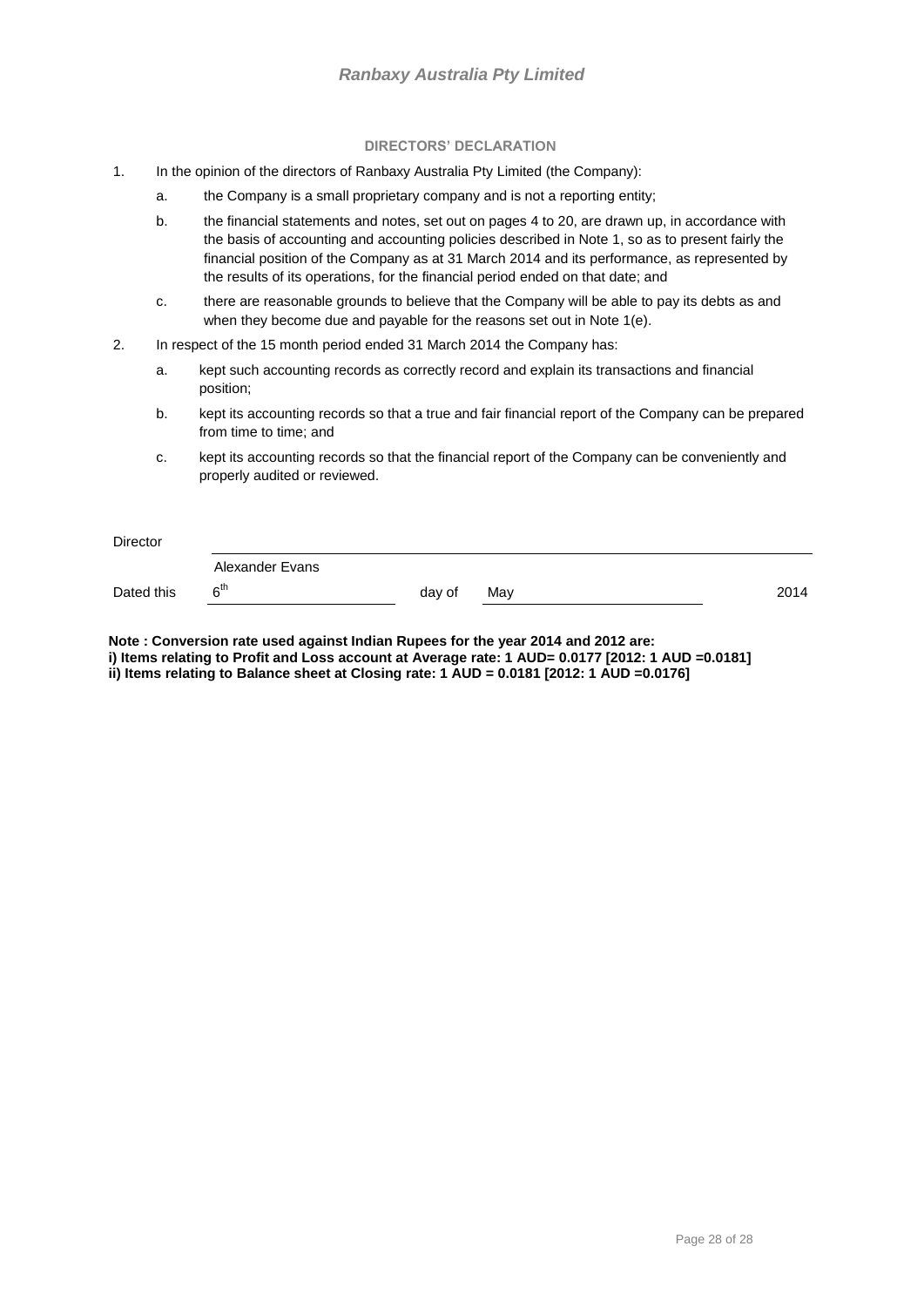**DIRECTORS' DECLARATION**

1. In the opinion of the directors of Ranbaxy Australia Pty Limited (the Company):

   a. the Company is a small proprietary company and is not a reporting entity;

   b. the financial statements and notes, set out on pages 4 to 20, are drawn up, in accordance with the basis of accounting and accounting policies described in Note 1, so as to present fairly the financial position of the Company as at 31 March 2014 and its performance, as represented by the results of its operations, for the financial period ended on that date; and

   c. there are reasonable grounds to believe that the Company will be able to pay its debts as and when they become due and payable for the reasons set out in Note 1(e).

2. In respect of the 15 month period ended 31 March 2014 the Company has:

   a. kept such accounting records as correctly record and explain its transactions and financial position;

   b. kept its accounting records so that a true and fair financial report of the Company can be prepared from time to time; and

   c. kept its accounting records so that the financial report of the Company can be conveniently and properly audited or reviewed.

Director

Alexander Evans

Dated this 6th day of May 2014

**Note : Conversion rate used against Indian Rupees for the year 2014 and 2012 are:**
**i) Items relating to Profit and Loss account at Average rate: 1 AUD= 0.0177 [2012: 1 AUD =0.0181]**
**ii) Items relating to Balance sheet at Closing rate: 1 AUD = 0.0181 [2012: 1 AUD =0.0176]**